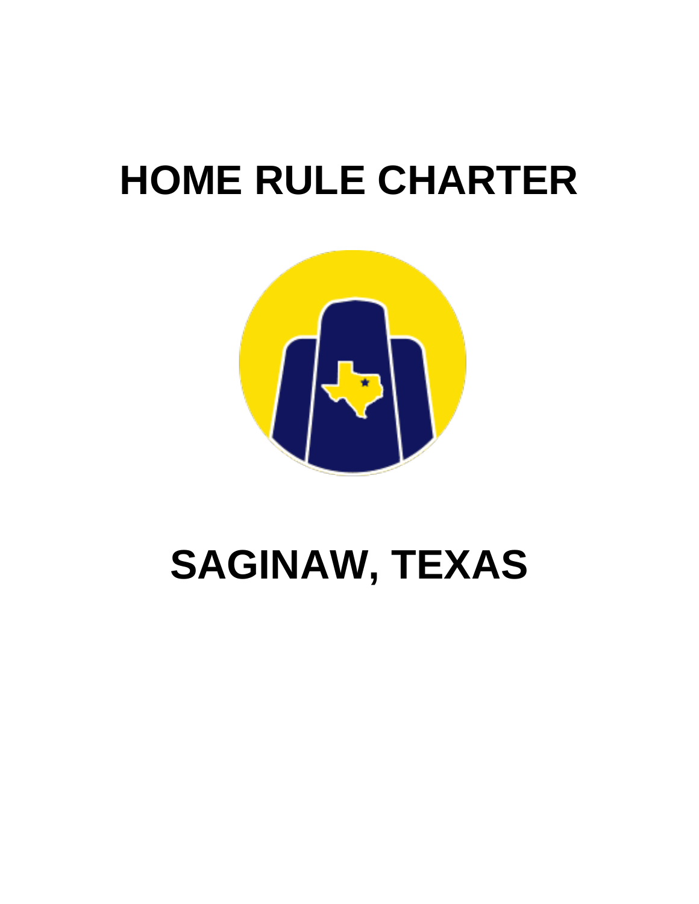# HOME RULE CHARTER

# SAGINAW, TEXAS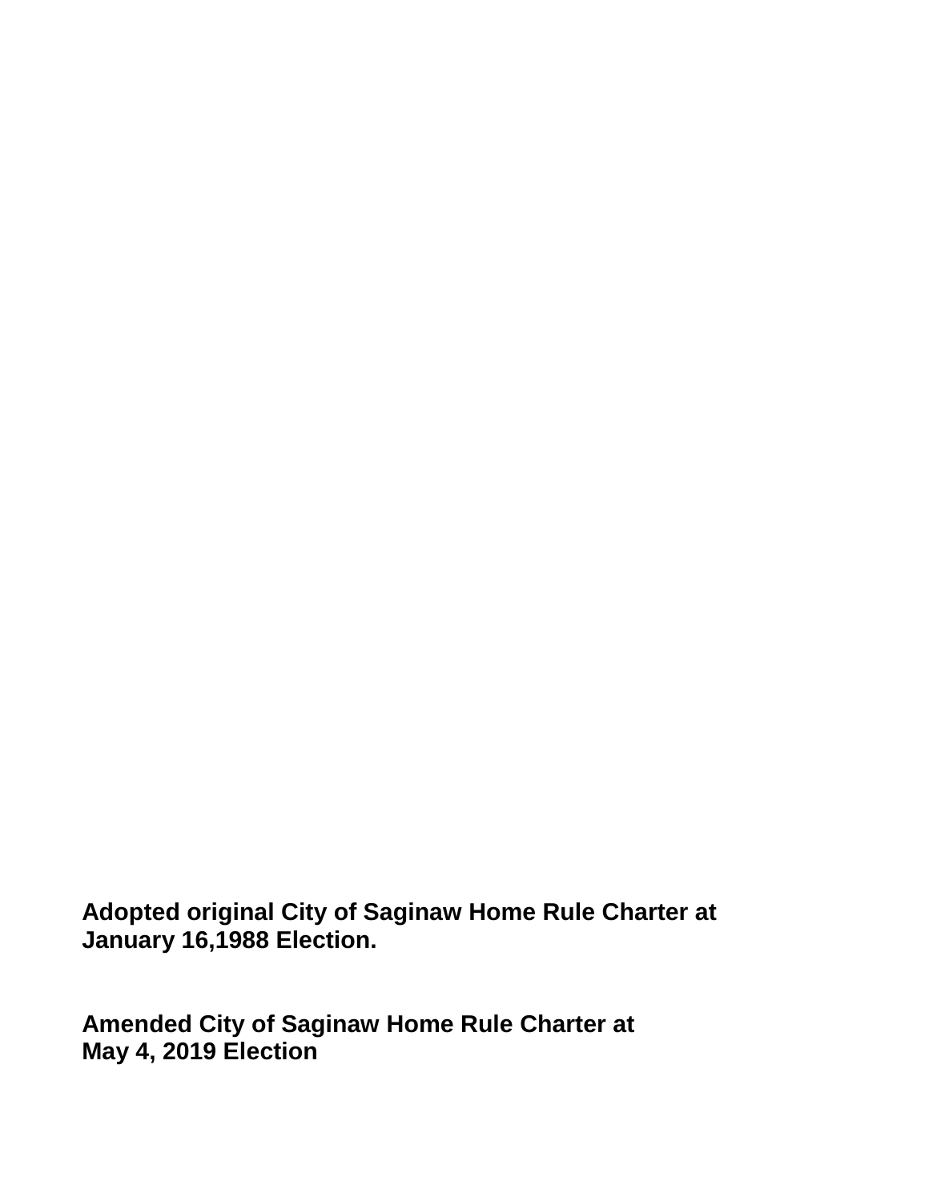**Adopted original City of Saginaw Home Rule Charter at January 16,1988 Election.**

**Amended City of Saginaw Home Rule Charter at May 4, 2019 Election**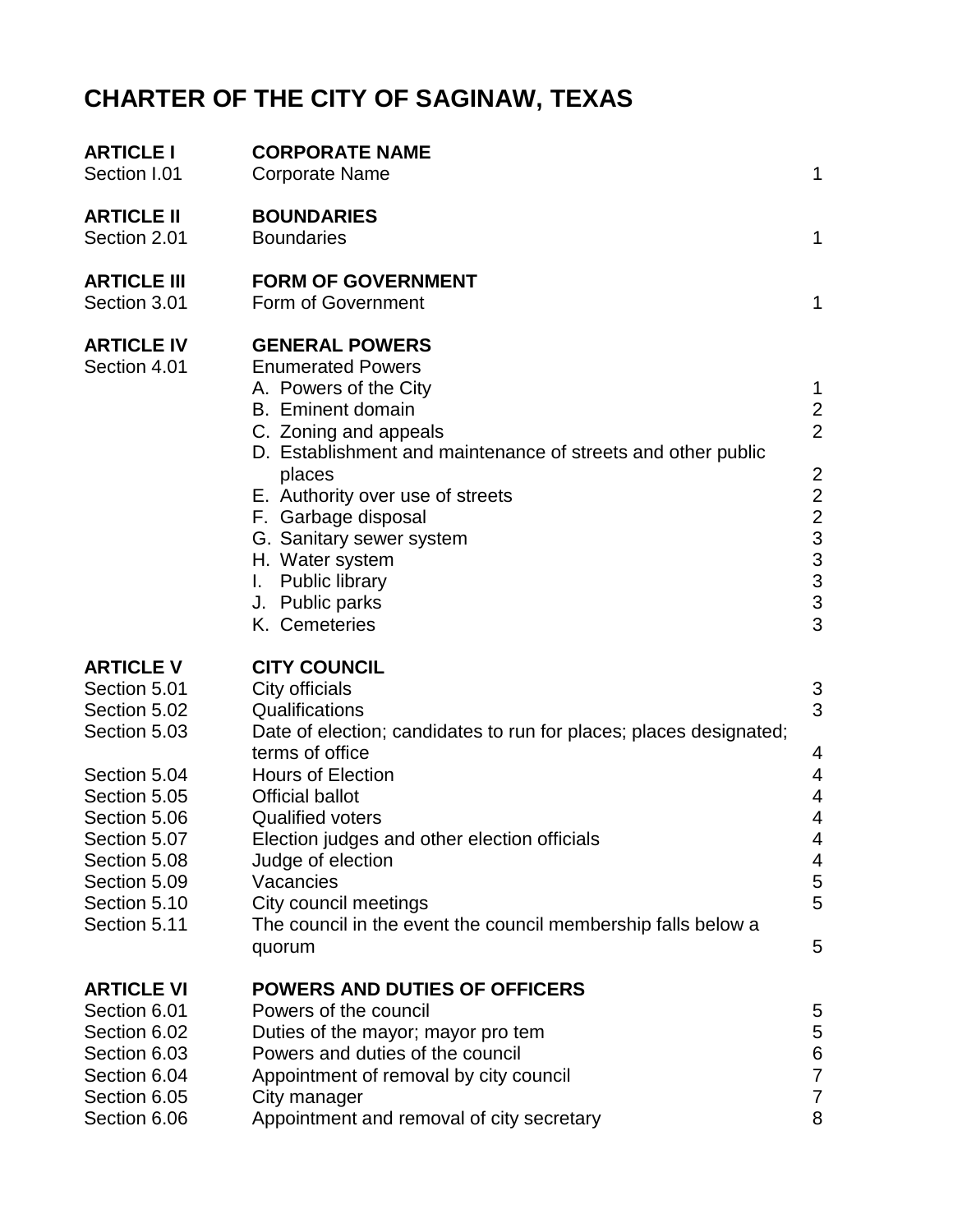# CHARTER OF THE CITY OF SAGINAW, TEXAS

| | | |
|---|---|---|
| **ARTICLE I** | **CORPORATE NAME** | |
| Section I.01 | Corporate Name | 1 |
| **ARTICLE II** | **BOUNDARIES** | |
| Section 2.01 | Boundaries | 1 |
| **ARTICLE III** | **FORM OF GOVERNMENT** | |
| Section 3.01 | Form of Government | 1 |
| **ARTICLE IV** | **GENERAL POWERS** | |
| Section 4.01 | Enumerated Powers | |
| | A. Powers of the City | 1 |
| | B. Eminent domain | 2 |
| | C. Zoning and appeals | 2 |
| | D. Establishment and maintenance of streets and other public places | 2 |
| | E. Authority over use of streets | 2 |
| | F. Garbage disposal | 2 |
| | G. Sanitary sewer system | 3 |
| | H. Water system | 3 |
| | I. Public library | 3 |
| | J. Public parks | 3 |
| | K. Cemeteries | 3 |
| **ARTICLE V** | **CITY COUNCIL** | |
| Section 5.01 | City officials | 3 |
| Section 5.02 | Qualifications | 3 |
| Section 5.03 | Date of election; candidates to run for places; places designated; terms of office | 4 |
| Section 5.04 | Hours of Election | 4 |
| Section 5.05 | Official ballot | 4 |
| Section 5.06 | Qualified voters | 4 |
| Section 5.07 | Election judges and other election officials | 4 |
| Section 5.08 | Judge of election | 4 |
| Section 5.09 | Vacancies | 5 |
| Section 5.10 | City council meetings | 5 |
| Section 5.11 | The council in the event the council membership falls below a quorum | 5 |
| **ARTICLE VI** | **POWERS AND DUTIES OF OFFICERS** | |
| Section 6.01 | Powers of the council | 5 |
| Section 6.02 | Duties of the mayor; mayor pro tem | 5 |
| Section 6.03 | Powers and duties of the council | 6 |
| Section 6.04 | Appointment of removal by city council | 7 |
| Section 6.05 | City manager | 7 |
| Section 6.06 | Appointment and removal of city secretary | 8 |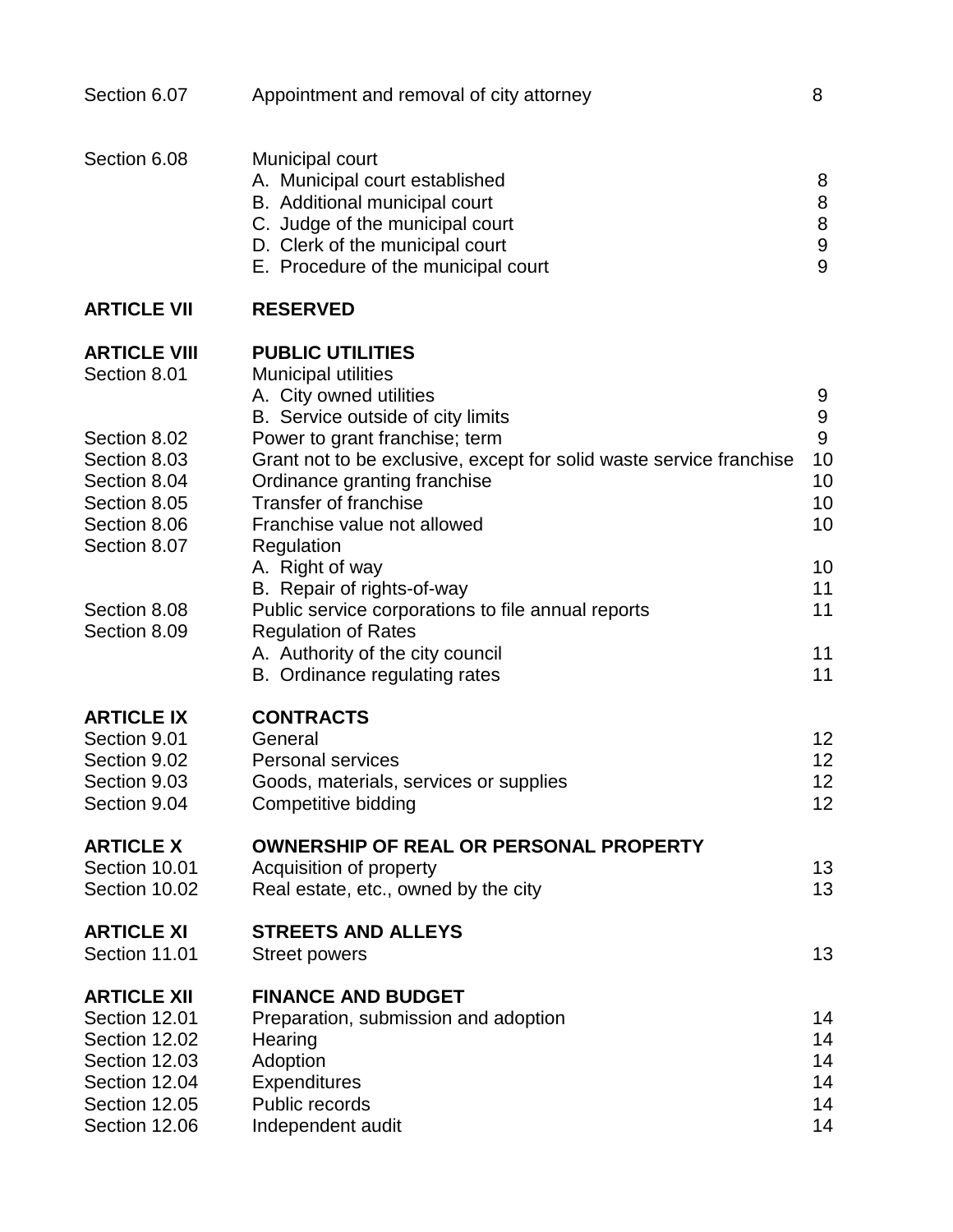| | | |
|---|---|---|
| Section 6.07 | Appointment and removal of city attorney | 8 |
| Section 6.08 | Municipal court | |
| | A. Municipal court established | 8 |
| | B. Additional municipal court | 8 |
| | C. Judge of the municipal court | 8 |
| | D. Clerk of the municipal court | 9 |
| | E. Procedure of the municipal court | 9 |
| **ARTICLE VII** | **RESERVED** | |
| **ARTICLE VIII** | **PUBLIC UTILITIES** | |
| Section 8.01 | Municipal utilities | |
| | A. City owned utilities | 9 |
| | B. Service outside of city limits | 9 |
| Section 8.02 | Power to grant franchise; term | 9 |
| Section 8.03 | Grant not to be exclusive, except for solid waste service franchise | 10 |
| Section 8.04 | Ordinance granting franchise | 10 |
| Section 8.05 | Transfer of franchise | 10 |
| Section 8.06 | Franchise value not allowed | 10 |
| Section 8.07 | Regulation | |
| | A. Right of way | 10 |
| | B. Repair of rights-of-way | 11 |
| Section 8.08 | Public service corporations to file annual reports | 11 |
| Section 8.09 | Regulation of Rates | |
| | A. Authority of the city council | 11 |
| | B. Ordinance regulating rates | 11 |
| **ARTICLE IX** | **CONTRACTS** | |
| Section 9.01 | General | 12 |
| Section 9.02 | Personal services | 12 |
| Section 9.03 | Goods, materials, services or supplies | 12 |
| Section 9.04 | Competitive bidding | 12 |
| **ARTICLE X** | **OWNERSHIP OF REAL OR PERSONAL PROPERTY** | |
| Section 10.01 | Acquisition of property | 13 |
| Section 10.02 | Real estate, etc., owned by the city | 13 |
| **ARTICLE XI** | **STREETS AND ALLEYS** | |
| Section 11.01 | Street powers | 13 |
| **ARTICLE XII** | **FINANCE AND BUDGET** | |
| Section 12.01 | Preparation, submission and adoption | 14 |
| Section 12.02 | Hearing | 14 |
| Section 12.03 | Adoption | 14 |
| Section 12.04 | Expenditures | 14 |
| Section 12.05 | Public records | 14 |
| Section 12.06 | Independent audit | 14 |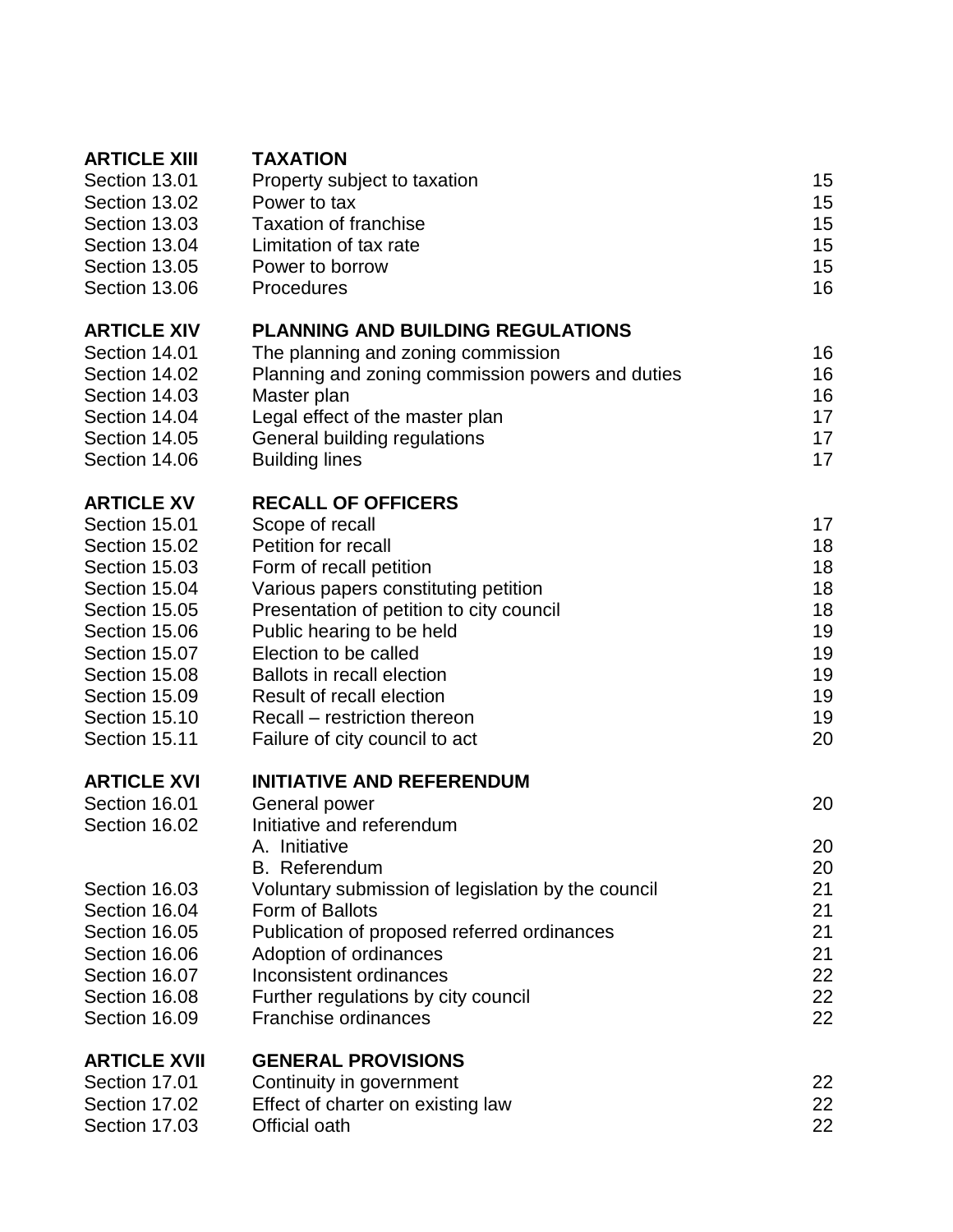| | | |
|---|---|---|
| **ARTICLE XIII** | **TAXATION** | |
| Section 13.01 | Property subject to taxation | 15 |
| Section 13.02 | Power to tax | 15 |
| Section 13.03 | Taxation of franchise | 15 |
| Section 13.04 | Limitation of tax rate | 15 |
| Section 13.05 | Power to borrow | 15 |
| Section 13.06 | Procedures | 16 |
| **ARTICLE XIV** | **PLANNING AND BUILDING REGULATIONS** | |
| Section 14.01 | The planning and zoning commission | 16 |
| Section 14.02 | Planning and zoning commission powers and duties | 16 |
| Section 14.03 | Master plan | 16 |
| Section 14.04 | Legal effect of the master plan | 17 |
| Section 14.05 | General building regulations | 17 |
| Section 14.06 | Building lines | 17 |
| **ARTICLE XV** | **RECALL OF OFFICERS** | |
| Section 15.01 | Scope of recall | 17 |
| Section 15.02 | Petition for recall | 18 |
| Section 15.03 | Form of recall petition | 18 |
| Section 15.04 | Various papers constituting petition | 18 |
| Section 15.05 | Presentation of petition to city council | 18 |
| Section 15.06 | Public hearing to be held | 19 |
| Section 15.07 | Election to be called | 19 |
| Section 15.08 | Ballots in recall election | 19 |
| Section 15.09 | Result of recall election | 19 |
| Section 15.10 | Recall – restriction thereon | 19 |
| Section 15.11 | Failure of city council to act | 20 |
| **ARTICLE XVI** | **INITIATIVE AND REFERENDUM** | |
| Section 16.01 | General power | 20 |
| Section 16.02 | Initiative and referendum | |
| | A. Initiative | 20 |
| | B. Referendum | 20 |
| Section 16.03 | Voluntary submission of legislation by the council | 21 |
| Section 16.04 | Form of Ballots | 21 |
| Section 16.05 | Publication of proposed referred ordinances | 21 |
| Section 16.06 | Adoption of ordinances | 21 |
| Section 16.07 | Inconsistent ordinances | 22 |
| Section 16.08 | Further regulations by city council | 22 |
| Section 16.09 | Franchise ordinances | 22 |
| **ARTICLE XVII** | **GENERAL PROVISIONS** | |
| Section 17.01 | Continuity in government | 22 |
| Section 17.02 | Effect of charter on existing law | 22 |
| Section 17.03 | Official oath | 22 |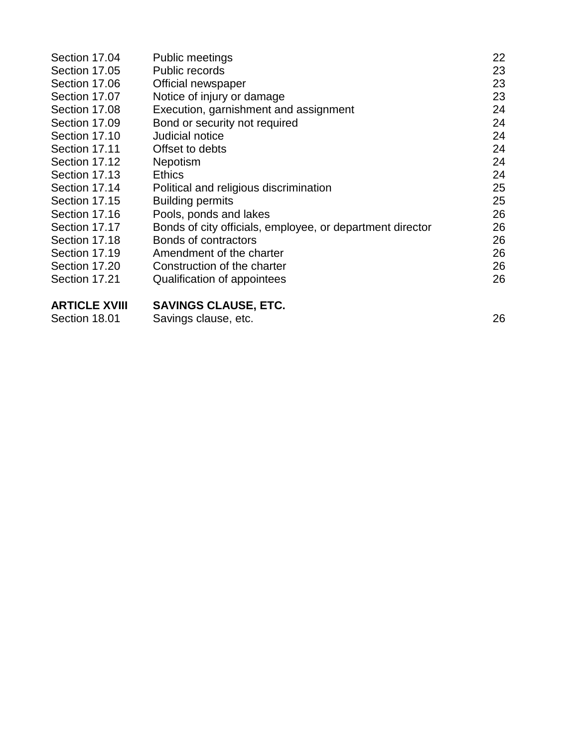| | | |
|---|---|---|
| Section 17.04 | Public meetings | 22 |
| Section 17.05 | Public records | 23 |
| Section 17.06 | Official newspaper | 23 |
| Section 17.07 | Notice of injury or damage | 23 |
| Section 17.08 | Execution, garnishment and assignment | 24 |
| Section 17.09 | Bond or security not required | 24 |
| Section 17.10 | Judicial notice | 24 |
| Section 17.11 | Offset to debts | 24 |
| Section 17.12 | Nepotism | 24 |
| Section 17.13 | Ethics | 24 |
| Section 17.14 | Political and religious discrimination | 25 |
| Section 17.15 | Building permits | 25 |
| Section 17.16 | Pools, ponds and lakes | 26 |
| Section 17.17 | Bonds of city officials, employee, or department director | 26 |
| Section 17.18 | Bonds of contractors | 26 |
| Section 17.19 | Amendment of the charter | 26 |
| Section 17.20 | Construction of the charter | 26 |
| Section 17.21 | Qualification of appointees | 26 |
| **ARTICLE XVIII** | **SAVINGS CLAUSE, ETC.** | |
| Section 18.01 | Savings clause, etc. | 26 |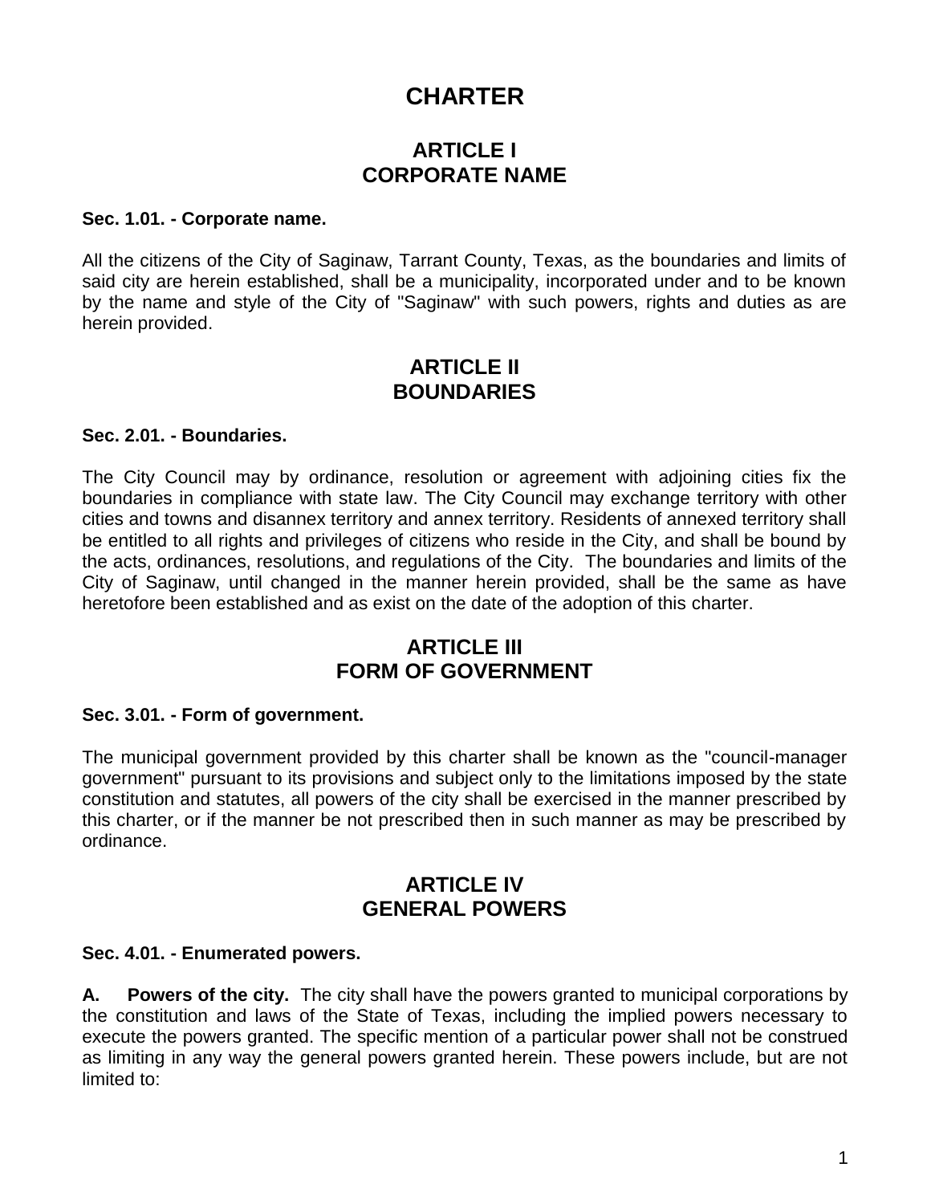# CHARTER

## ARTICLE I
## CORPORATE NAME

**Sec. 1.01. - Corporate name.**

All the citizens of the City of Saginaw, Tarrant County, Texas, as the boundaries and limits of said city are herein established, shall be a municipality, incorporated under and to be known by the name and style of the City of "Saginaw" with such powers, rights and duties as are herein provided.

## ARTICLE II
## BOUNDARIES

**Sec. 2.01. - Boundaries.**

The City Council may by ordinance, resolution or agreement with adjoining cities fix the boundaries in compliance with state law. The City Council may exchange territory with other cities and towns and disannex territory and annex territory. Residents of annexed territory shall be entitled to all rights and privileges of citizens who reside in the City, and shall be bound by the acts, ordinances, resolutions, and regulations of the City. The boundaries and limits of the City of Saginaw, until changed in the manner herein provided, shall be the same as have heretofore been established and as exist on the date of the adoption of this charter.

## ARTICLE III
## FORM OF GOVERNMENT

**Sec. 3.01. - Form of government.**

The municipal government provided by this charter shall be known as the "council-manager government" pursuant to its provisions and subject only to the limitations imposed by the state constitution and statutes, all powers of the city shall be exercised in the manner prescribed by this charter, or if the manner be not prescribed then in such manner as may be prescribed by ordinance.

## ARTICLE IV
## GENERAL POWERS

**Sec. 4.01. - Enumerated powers.**

**A. Powers of the city.** The city shall have the powers granted to municipal corporations by the constitution and laws of the State of Texas, including the implied powers necessary to execute the powers granted. The specific mention of a particular power shall not be construed as limiting in any way the general powers granted herein. These powers include, but are not limited to: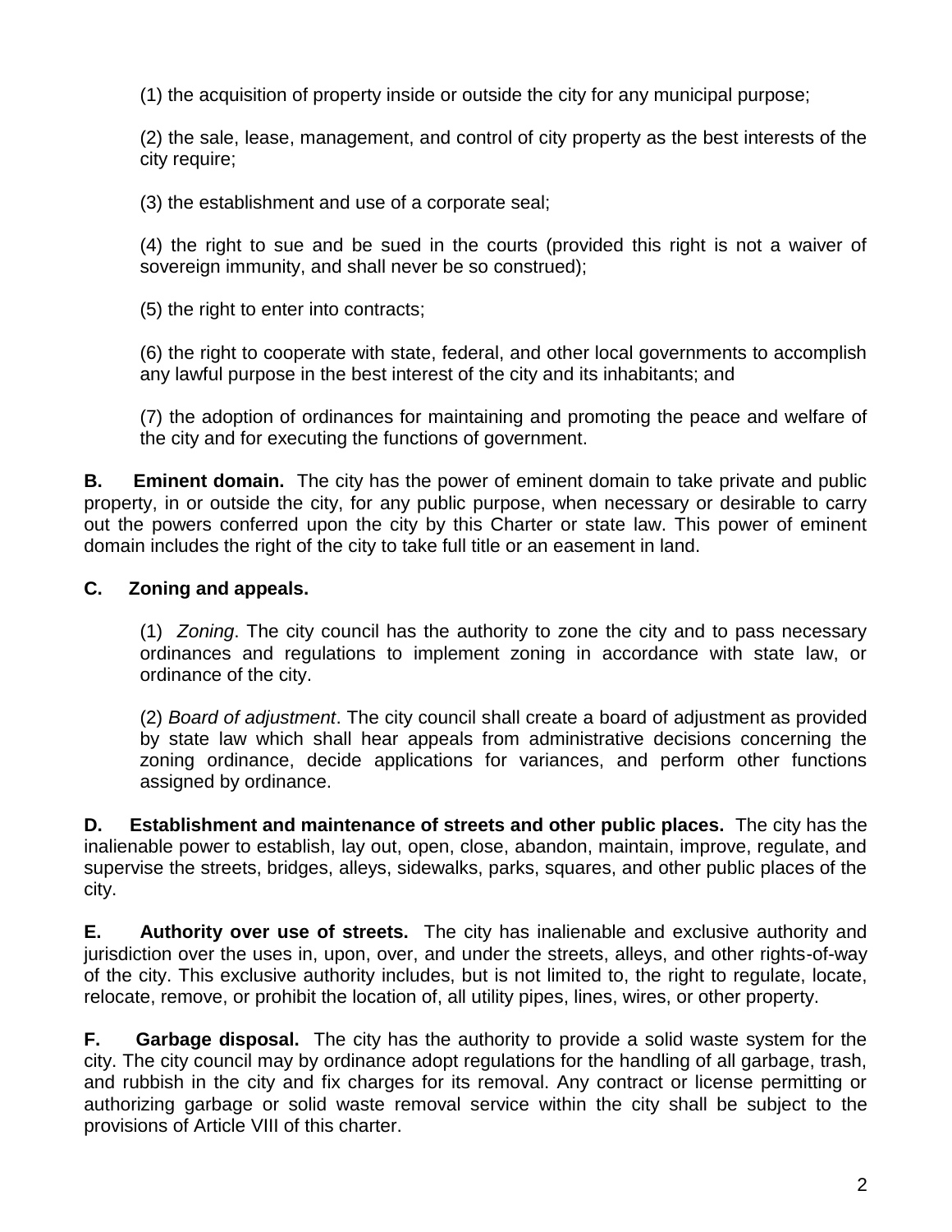(1) the acquisition of property inside or outside the city for any municipal purpose;

(2) the sale, lease, management, and control of city property as the best interests of the city require;

(3) the establishment and use of a corporate seal;

(4) the right to sue and be sued in the courts (provided this right is not a waiver of sovereign immunity, and shall never be so construed);

(5) the right to enter into contracts;

(6) the right to cooperate with state, federal, and other local governments to accomplish any lawful purpose in the best interest of the city and its inhabitants; and

(7) the adoption of ordinances for maintaining and promoting the peace and welfare of the city and for executing the functions of government.

**B. Eminent domain.** The city has the power of eminent domain to take private and public property, in or outside the city, for any public purpose, when necessary or desirable to carry out the powers conferred upon the city by this Charter or state law. This power of eminent domain includes the right of the city to take full title or an easement in land.

**C. Zoning and appeals.**

(1) *Zoning*. The city council has the authority to zone the city and to pass necessary ordinances and regulations to implement zoning in accordance with state law, or ordinance of the city.

(2) *Board of adjustment*. The city council shall create a board of adjustment as provided by state law which shall hear appeals from administrative decisions concerning the zoning ordinance, decide applications for variances, and perform other functions assigned by ordinance.

**D. Establishment and maintenance of streets and other public places.** The city has the inalienable power to establish, lay out, open, close, abandon, maintain, improve, regulate, and supervise the streets, bridges, alleys, sidewalks, parks, squares, and other public places of the city.

**E. Authority over use of streets.** The city has inalienable and exclusive authority and jurisdiction over the uses in, upon, over, and under the streets, alleys, and other rights-of-way of the city. This exclusive authority includes, but is not limited to, the right to regulate, locate, relocate, remove, or prohibit the location of, all utility pipes, lines, wires, or other property.

**F. Garbage disposal.** The city has the authority to provide a solid waste system for the city. The city council may by ordinance adopt regulations for the handling of all garbage, trash, and rubbish in the city and fix charges for its removal. Any contract or license permitting or authorizing garbage or solid waste removal service within the city shall be subject to the provisions of Article VIII of this charter.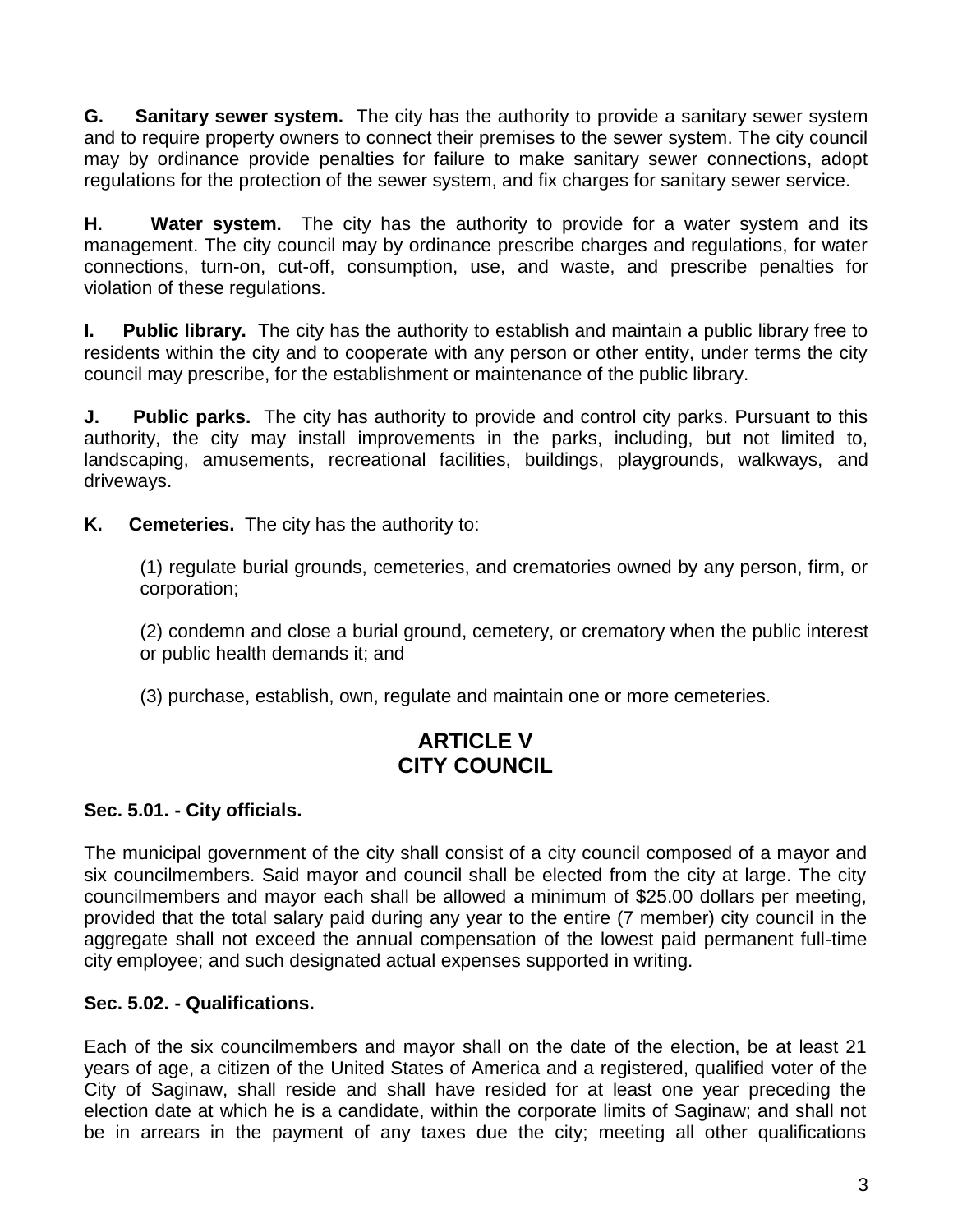**G. Sanitary sewer system.** The city has the authority to provide a sanitary sewer system and to require property owners to connect their premises to the sewer system. The city council may by ordinance provide penalties for failure to make sanitary sewer connections, adopt regulations for the protection of the sewer system, and fix charges for sanitary sewer service.

**H. Water system.** The city has the authority to provide for a water system and its management. The city council may by ordinance prescribe charges and regulations, for water connections, turn-on, cut-off, consumption, use, and waste, and prescribe penalties for violation of these regulations.

**I. Public library.** The city has the authority to establish and maintain a public library free to residents within the city and to cooperate with any person or other entity, under terms the city council may prescribe, for the establishment or maintenance of the public library.

**J. Public parks.** The city has authority to provide and control city parks. Pursuant to this authority, the city may install improvements in the parks, including, but not limited to, landscaping, amusements, recreational facilities, buildings, playgrounds, walkways, and driveways.

**K. Cemeteries.** The city has the authority to:

(1) regulate burial grounds, cemeteries, and crematories owned by any person, firm, or corporation;

(2) condemn and close a burial ground, cemetery, or crematory when the public interest or public health demands it; and

(3) purchase, establish, own, regulate and maintain one or more cemeteries.

## ARTICLE V
## CITY COUNCIL

### Sec. 5.01. - City officials.

The municipal government of the city shall consist of a city council composed of a mayor and six councilmembers. Said mayor and council shall be elected from the city at large. The city councilmembers and mayor each shall be allowed a minimum of $25.00 dollars per meeting, provided that the total salary paid during any year to the entire (7 member) city council in the aggregate shall not exceed the annual compensation of the lowest paid permanent full-time city employee; and such designated actual expenses supported in writing.

### Sec. 5.02. - Qualifications.

Each of the six councilmembers and mayor shall on the date of the election, be at least 21 years of age, a citizen of the United States of America and a registered, qualified voter of the City of Saginaw, shall reside and shall have resided for at least one year preceding the election date at which he is a candidate, within the corporate limits of Saginaw; and shall not be in arrears in the payment of any taxes due the city; meeting all other qualifications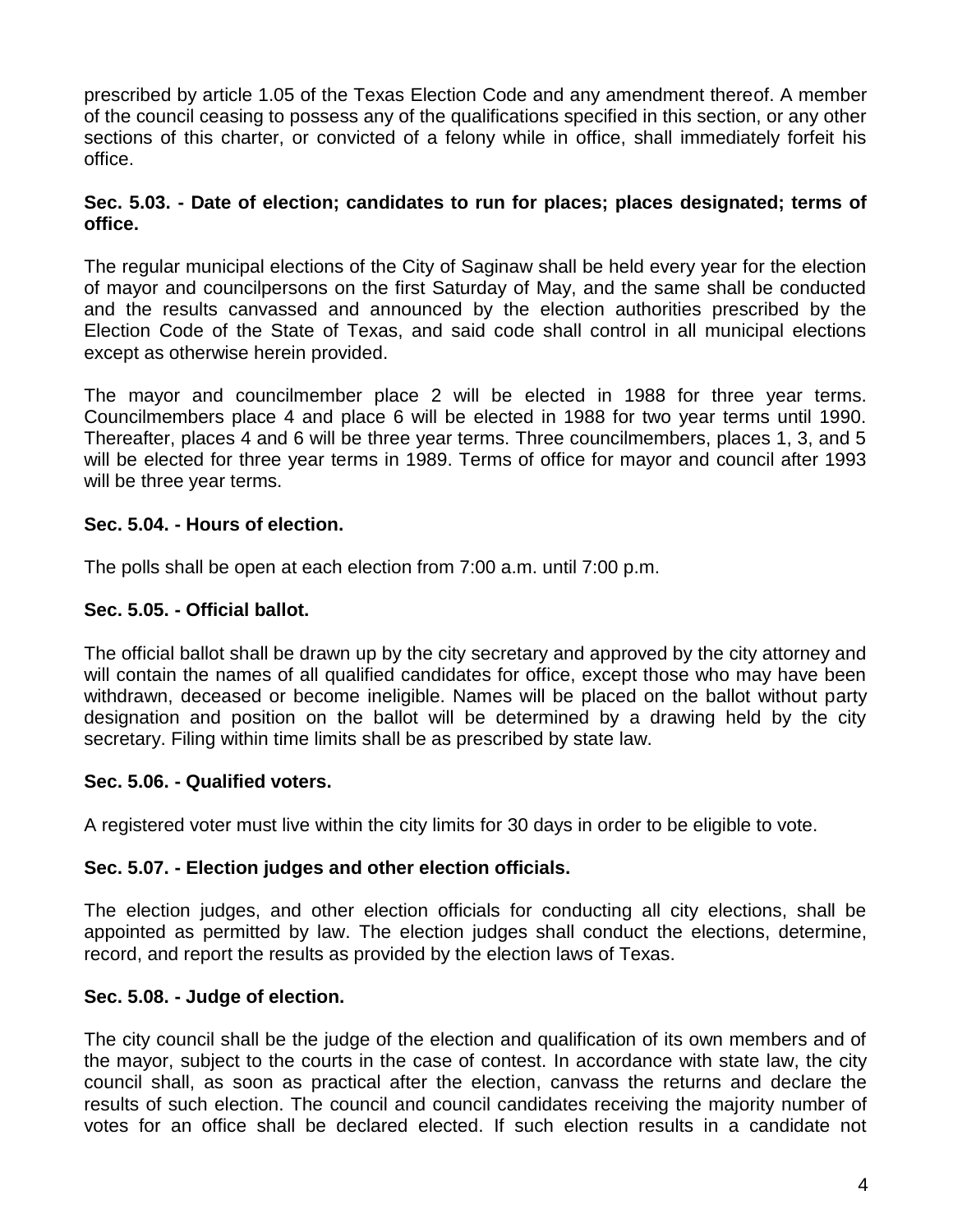prescribed by article 1.05 of the Texas Election Code and any amendment thereof. A member of the council ceasing to possess any of the qualifications specified in this section, or any other sections of this charter, or convicted of a felony while in office, shall immediately forfeit his office.

**Sec. 5.03. - Date of election; candidates to run for places; places designated; terms of office.**

The regular municipal elections of the City of Saginaw shall be held every year for the election of mayor and councilpersons on the first Saturday of May, and the same shall be conducted and the results canvassed and announced by the election authorities prescribed by the Election Code of the State of Texas, and said code shall control in all municipal elections except as otherwise herein provided.

The mayor and councilmember place 2 will be elected in 1988 for three year terms. Councilmembers place 4 and place 6 will be elected in 1988 for two year terms until 1990. Thereafter, places 4 and 6 will be three year terms. Three councilmembers, places 1, 3, and 5 will be elected for three year terms in 1989. Terms of office for mayor and council after 1993 will be three year terms.

**Sec. 5.04. - Hours of election.**

The polls shall be open at each election from 7:00 a.m. until 7:00 p.m.

**Sec. 5.05. - Official ballot.**

The official ballot shall be drawn up by the city secretary and approved by the city attorney and will contain the names of all qualified candidates for office, except those who may have been withdrawn, deceased or become ineligible. Names will be placed on the ballot without party designation and position on the ballot will be determined by a drawing held by the city secretary. Filing within time limits shall be as prescribed by state law.

**Sec. 5.06. - Qualified voters.**

A registered voter must live within the city limits for 30 days in order to be eligible to vote.

**Sec. 5.07. - Election judges and other election officials.**

The election judges, and other election officials for conducting all city elections, shall be appointed as permitted by law. The election judges shall conduct the elections, determine, record, and report the results as provided by the election laws of Texas.

**Sec. 5.08. - Judge of election.**

The city council shall be the judge of the election and qualification of its own members and of the mayor, subject to the courts in the case of contest. In accordance with state law, the city council shall, as soon as practical after the election, canvass the returns and declare the results of such election. The council and council candidates receiving the majority number of votes for an office shall be declared elected. If such election results in a candidate not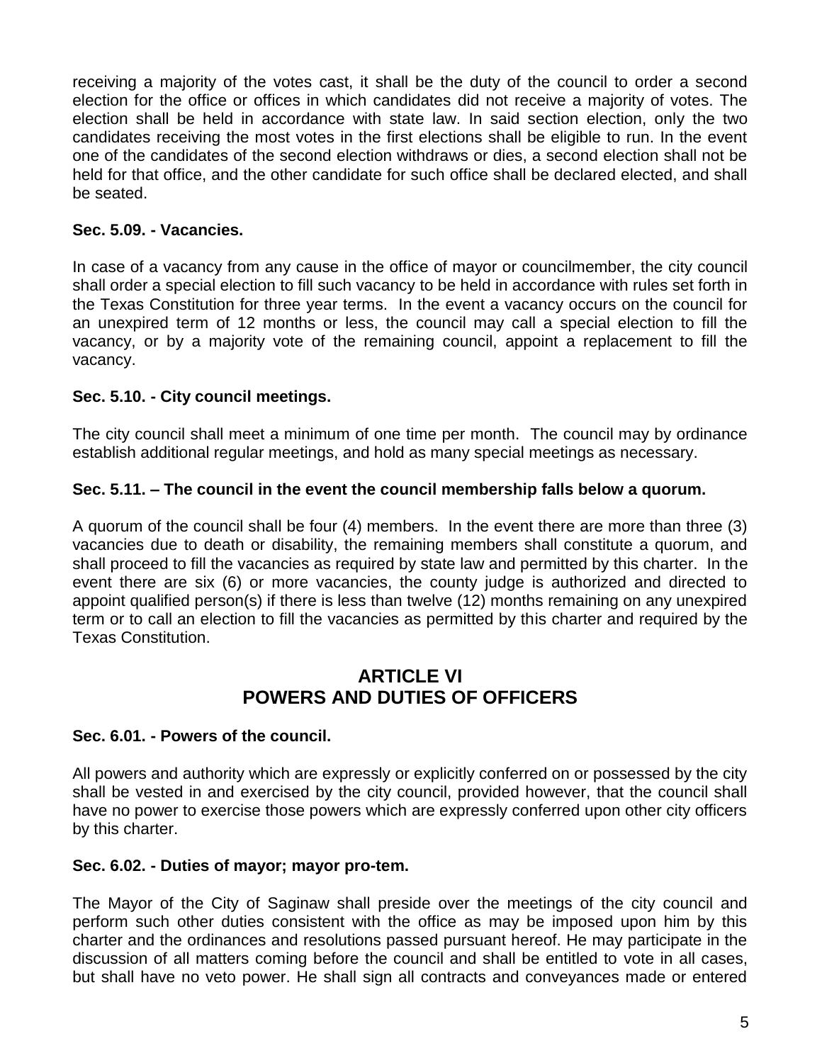receiving a majority of the votes cast, it shall be the duty of the council to order a second election for the office or offices in which candidates did not receive a majority of votes. The election shall be held in accordance with state law. In said section election, only the two candidates receiving the most votes in the first elections shall be eligible to run. In the event one of the candidates of the second election withdraws or dies, a second election shall not be held for that office, and the other candidate for such office shall be declared elected, and shall be seated.

**Sec. 5.09. - Vacancies.**

In case of a vacancy from any cause in the office of mayor or councilmember, the city council shall order a special election to fill such vacancy to be held in accordance with rules set forth in the Texas Constitution for three year terms. In the event a vacancy occurs on the council for an unexpired term of 12 months or less, the council may call a special election to fill the vacancy, or by a majority vote of the remaining council, appoint a replacement to fill the vacancy.

**Sec. 5.10. - City council meetings.**

The city council shall meet a minimum of one time per month. The council may by ordinance establish additional regular meetings, and hold as many special meetings as necessary.

**Sec. 5.11. – The council in the event the council membership falls below a quorum.**

A quorum of the council shall be four (4) members. In the event there are more than three (3) vacancies due to death or disability, the remaining members shall constitute a quorum, and shall proceed to fill the vacancies as required by state law and permitted by this charter. In the event there are six (6) or more vacancies, the county judge is authorized and directed to appoint qualified person(s) if there is less than twelve (12) months remaining on any unexpired term or to call an election to fill the vacancies as permitted by this charter and required by the Texas Constitution.

## ARTICLE VI
## POWERS AND DUTIES OF OFFICERS

**Sec. 6.01. - Powers of the council.**

All powers and authority which are expressly or explicitly conferred on or possessed by the city shall be vested in and exercised by the city council, provided however, that the council shall have no power to exercise those powers which are expressly conferred upon other city officers by this charter.

**Sec. 6.02. - Duties of mayor; mayor pro-tem.**

The Mayor of the City of Saginaw shall preside over the meetings of the city council and perform such other duties consistent with the office as may be imposed upon him by this charter and the ordinances and resolutions passed pursuant hereof. He may participate in the discussion of all matters coming before the council and shall be entitled to vote in all cases, but shall have no veto power. He shall sign all contracts and conveyances made or entered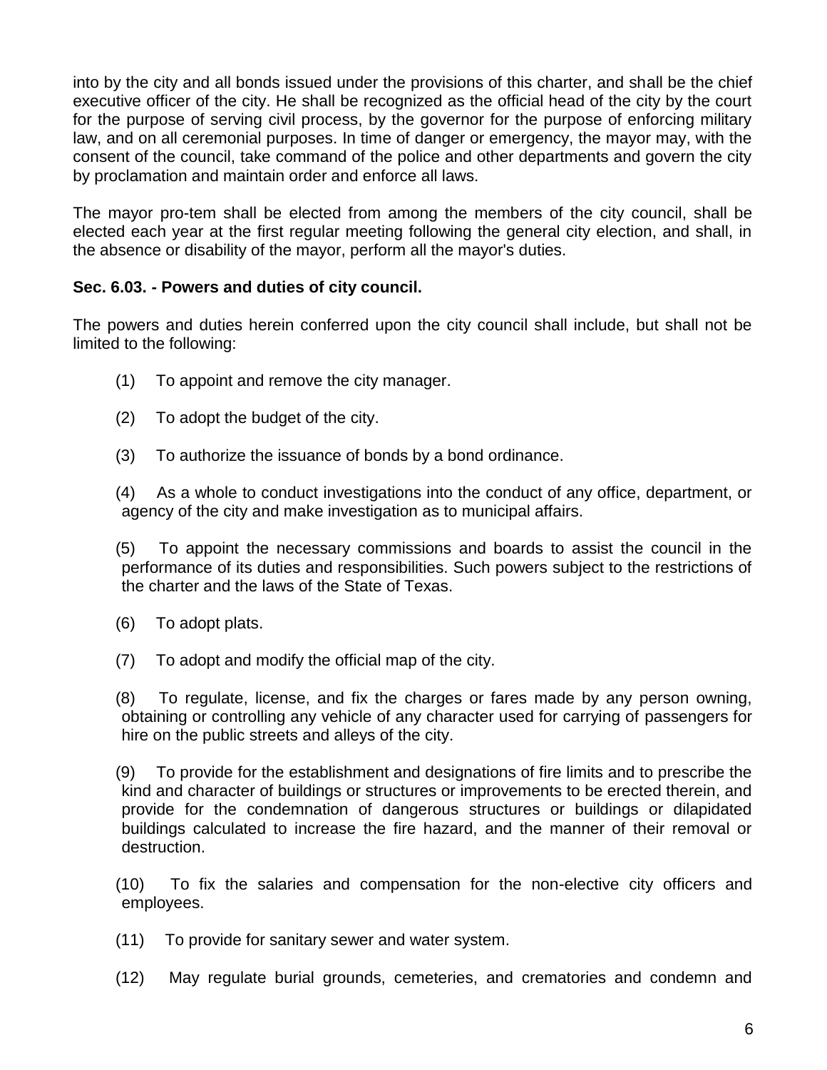into by the city and all bonds issued under the provisions of this charter, and shall be the chief executive officer of the city. He shall be recognized as the official head of the city by the court for the purpose of serving civil process, by the governor for the purpose of enforcing military law, and on all ceremonial purposes. In time of danger or emergency, the mayor may, with the consent of the council, take command of the police and other departments and govern the city by proclamation and maintain order and enforce all laws.

The mayor pro-tem shall be elected from among the members of the city council, shall be elected each year at the first regular meeting following the general city election, and shall, in the absence or disability of the mayor, perform all the mayor's duties.

**Sec. 6.03. - Powers and duties of city council.**

The powers and duties herein conferred upon the city council shall include, but shall not be limited to the following:

(1) To appoint and remove the city manager.

(2) To adopt the budget of the city.

(3) To authorize the issuance of bonds by a bond ordinance.

(4) As a whole to conduct investigations into the conduct of any office, department, or agency of the city and make investigation as to municipal affairs.

(5) To appoint the necessary commissions and boards to assist the council in the performance of its duties and responsibilities. Such powers subject to the restrictions of the charter and the laws of the State of Texas.

(6) To adopt plats.

(7) To adopt and modify the official map of the city.

(8) To regulate, license, and fix the charges or fares made by any person owning, obtaining or controlling any vehicle of any character used for carrying of passengers for hire on the public streets and alleys of the city.

(9) To provide for the establishment and designations of fire limits and to prescribe the kind and character of buildings or structures or improvements to be erected therein, and provide for the condemnation of dangerous structures or buildings or dilapidated buildings calculated to increase the fire hazard, and the manner of their removal or destruction.

(10) To fix the salaries and compensation for the non-elective city officers and employees.

(11) To provide for sanitary sewer and water system.

(12) May regulate burial grounds, cemeteries, and crematories and condemn and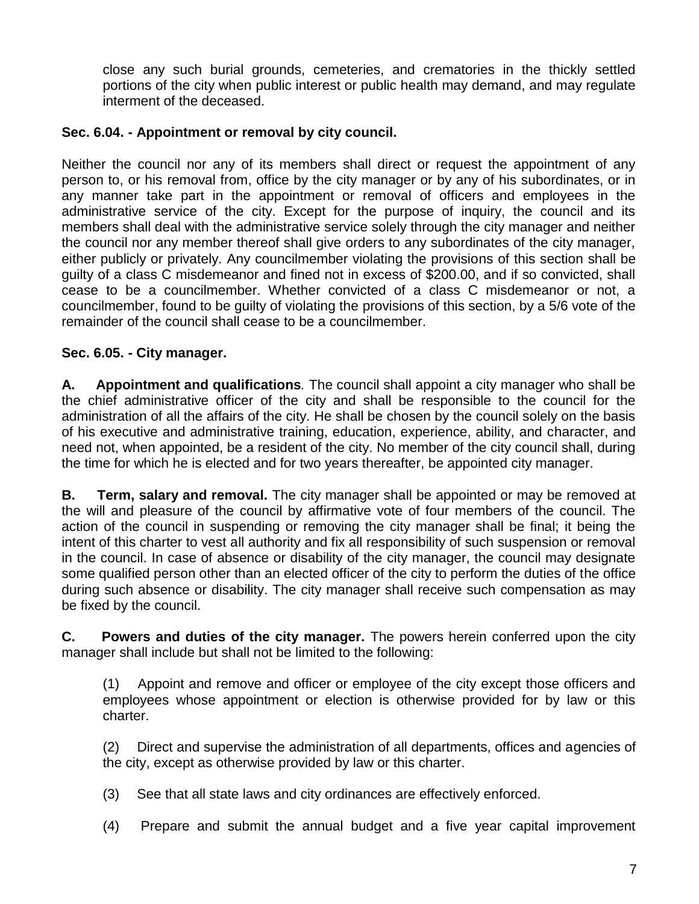close any such burial grounds, cemeteries, and crematories in the thickly settled portions of the city when public interest or public health may demand, and may regulate interment of the deceased.

**Sec. 6.04. - Appointment or removal by city council.**

Neither the council nor any of its members shall direct or request the appointment of any person to, or his removal from, office by the city manager or by any of his subordinates, or in any manner take part in the appointment or removal of officers and employees in the administrative service of the city. Except for the purpose of inquiry, the council and its members shall deal with the administrative service solely through the city manager and neither the council nor any member thereof shall give orders to any subordinates of the city manager, either publicly or privately. Any councilmember violating the provisions of this section shall be guilty of a class C misdemeanor and fined not in excess of $200.00, and if so convicted, shall cease to be a councilmember. Whether convicted of a class C misdemeanor or not, a councilmember, found to be guilty of violating the provisions of this section, by a 5/6 vote of the remainder of the council shall cease to be a councilmember.

**Sec. 6.05. - City manager.**

**A. Appointment and qualifications***.* The council shall appoint a city manager who shall be the chief administrative officer of the city and shall be responsible to the council for the administration of all the affairs of the city. He shall be chosen by the council solely on the basis of his executive and administrative training, education, experience, ability, and character, and need not, when appointed, be a resident of the city. No member of the city council shall, during the time for which he is elected and for two years thereafter, be appointed city manager.

**B. Term, salary and removal.** The city manager shall be appointed or may be removed at the will and pleasure of the council by affirmative vote of four members of the council. The action of the council in suspending or removing the city manager shall be final; it being the intent of this charter to vest all authority and fix all responsibility of such suspension or removal in the council. In case of absence or disability of the city manager, the council may designate some qualified person other than an elected officer of the city to perform the duties of the office during such absence or disability. The city manager shall receive such compensation as may be fixed by the council.

**C. Powers and duties of the city manager.** The powers herein conferred upon the city manager shall include but shall not be limited to the following:

(1) Appoint and remove and officer or employee of the city except those officers and employees whose appointment or election is otherwise provided for by law or this charter.

(2) Direct and supervise the administration of all departments, offices and agencies of the city, except as otherwise provided by law or this charter.

(3) See that all state laws and city ordinances are effectively enforced.

(4) Prepare and submit the annual budget and a five year capital improvement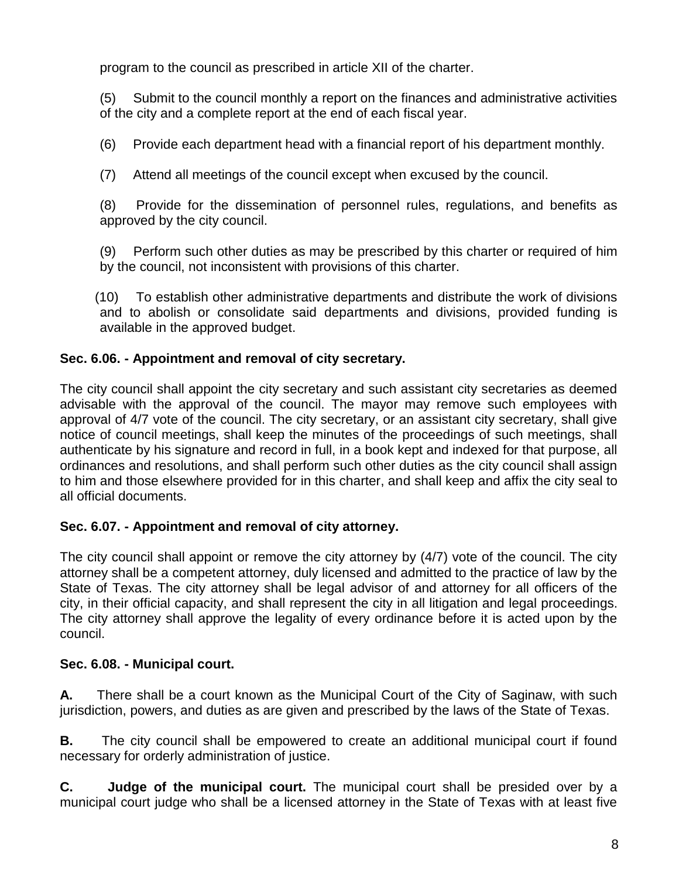program to the council as prescribed in article XII of the charter.

(5) Submit to the council monthly a report on the finances and administrative activities of the city and a complete report at the end of each fiscal year.

(6) Provide each department head with a financial report of his department monthly.

(7) Attend all meetings of the council except when excused by the council.

(8) Provide for the dissemination of personnel rules, regulations, and benefits as approved by the city council.

(9) Perform such other duties as may be prescribed by this charter or required of him by the council, not inconsistent with provisions of this charter.

(10) To establish other administrative departments and distribute the work of divisions and to abolish or consolidate said departments and divisions, provided funding is available in the approved budget.

**Sec. 6.06. - Appointment and removal of city secretary.**

The city council shall appoint the city secretary and such assistant city secretaries as deemed advisable with the approval of the council. The mayor may remove such employees with approval of 4/7 vote of the council. The city secretary, or an assistant city secretary, shall give notice of council meetings, shall keep the minutes of the proceedings of such meetings, shall authenticate by his signature and record in full, in a book kept and indexed for that purpose, all ordinances and resolutions, and shall perform such other duties as the city council shall assign to him and those elsewhere provided for in this charter, and shall keep and affix the city seal to all official documents.

**Sec. 6.07. - Appointment and removal of city attorney.**

The city council shall appoint or remove the city attorney by (4/7) vote of the council. The city attorney shall be a competent attorney, duly licensed and admitted to the practice of law by the State of Texas. The city attorney shall be legal advisor of and attorney for all officers of the city, in their official capacity, and shall represent the city in all litigation and legal proceedings. The city attorney shall approve the legality of every ordinance before it is acted upon by the council.

**Sec. 6.08. - Municipal court.**

**A.** There shall be a court known as the Municipal Court of the City of Saginaw, with such jurisdiction, powers, and duties as are given and prescribed by the laws of the State of Texas.

**B.** The city council shall be empowered to create an additional municipal court if found necessary for orderly administration of justice.

**C. Judge of the municipal court.** The municipal court shall be presided over by a municipal court judge who shall be a licensed attorney in the State of Texas with at least five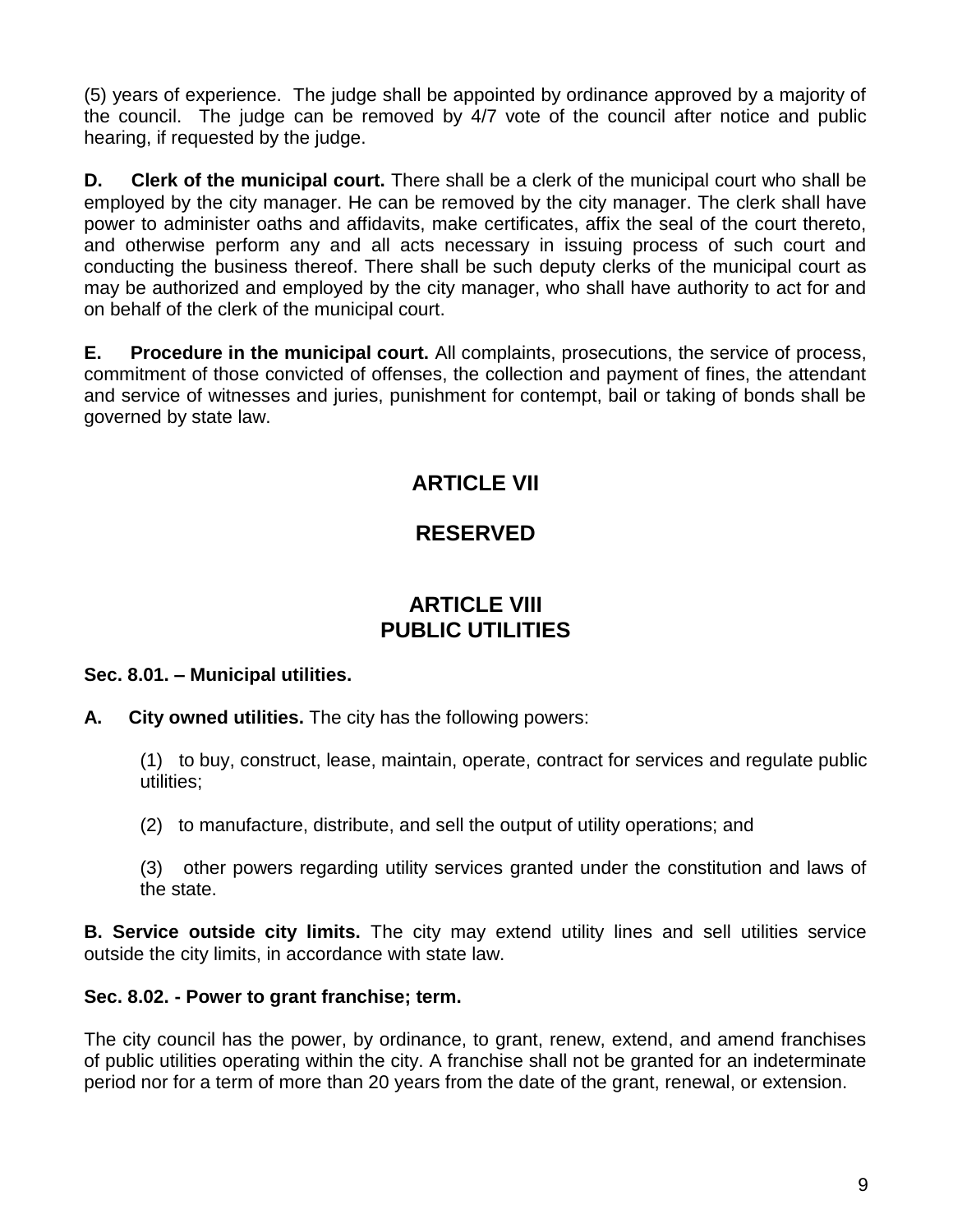(5) years of experience. The judge shall be appointed by ordinance approved by a majority of the council. The judge can be removed by 4/7 vote of the council after notice and public hearing, if requested by the judge.

**D. Clerk of the municipal court.** There shall be a clerk of the municipal court who shall be employed by the city manager. He can be removed by the city manager. The clerk shall have power to administer oaths and affidavits, make certificates, affix the seal of the court thereto, and otherwise perform any and all acts necessary in issuing process of such court and conducting the business thereof. There shall be such deputy clerks of the municipal court as may be authorized and employed by the city manager, who shall have authority to act for and on behalf of the clerk of the municipal court.

**E. Procedure in the municipal court.** All complaints, prosecutions, the service of process, commitment of those convicted of offenses, the collection and payment of fines, the attendant and service of witnesses and juries, punishment for contempt, bail or taking of bonds shall be governed by state law.

## ARTICLE VII

## RESERVED

## ARTICLE VIII PUBLIC UTILITIES

### Sec. 8.01. – Municipal utilities.

**A. City owned utilities.** The city has the following powers:

(1) to buy, construct, lease, maintain, operate, contract for services and regulate public utilities;

(2) to manufacture, distribute, and sell the output of utility operations; and

(3) other powers regarding utility services granted under the constitution and laws of the state.

**B. Service outside city limits.** The city may extend utility lines and sell utilities service outside the city limits, in accordance with state law.

### Sec. 8.02. - Power to grant franchise; term.

The city council has the power, by ordinance, to grant, renew, extend, and amend franchises of public utilities operating within the city. A franchise shall not be granted for an indeterminate period nor for a term of more than 20 years from the date of the grant, renewal, or extension.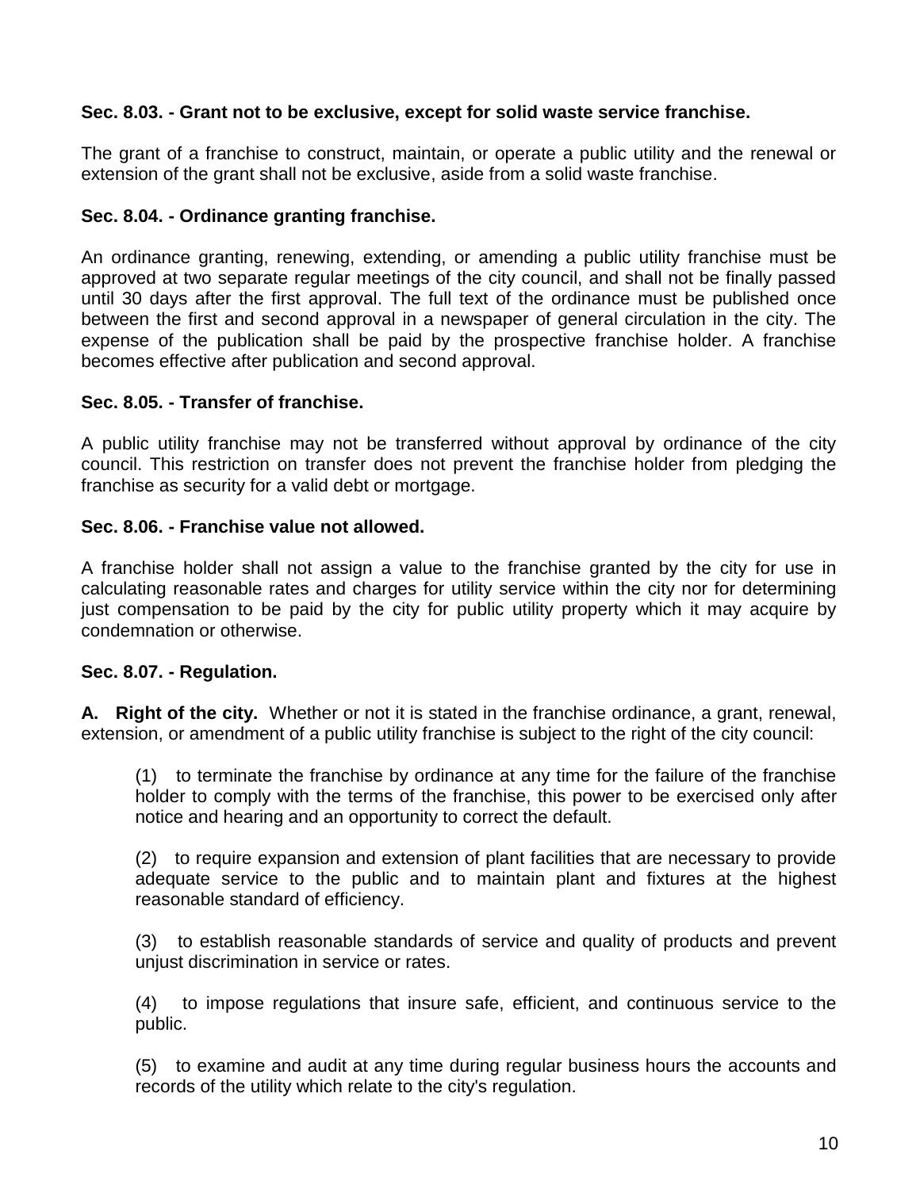**Sec. 8.03. - Grant not to be exclusive, except for solid waste service franchise.**

The grant of a franchise to construct, maintain, or operate a public utility and the renewal or extension of the grant shall not be exclusive, aside from a solid waste franchise.

**Sec. 8.04. - Ordinance granting franchise.**

An ordinance granting, renewing, extending, or amending a public utility franchise must be approved at two separate regular meetings of the city council, and shall not be finally passed until 30 days after the first approval. The full text of the ordinance must be published once between the first and second approval in a newspaper of general circulation in the city. The expense of the publication shall be paid by the prospective franchise holder. A franchise becomes effective after publication and second approval.

**Sec. 8.05. - Transfer of franchise.**

A public utility franchise may not be transferred without approval by ordinance of the city council. This restriction on transfer does not prevent the franchise holder from pledging the franchise as security for a valid debt or mortgage.

**Sec. 8.06. - Franchise value not allowed.**

A franchise holder shall not assign a value to the franchise granted by the city for use in calculating reasonable rates and charges for utility service within the city nor for determining just compensation to be paid by the city for public utility property which it may acquire by condemnation or otherwise.

**Sec. 8.07. - Regulation.**

**A. Right of the city.** Whether or not it is stated in the franchise ordinance, a grant, renewal, extension, or amendment of a public utility franchise is subject to the right of the city council:

(1) to terminate the franchise by ordinance at any time for the failure of the franchise holder to comply with the terms of the franchise, this power to be exercised only after notice and hearing and an opportunity to correct the default.

(2) to require expansion and extension of plant facilities that are necessary to provide adequate service to the public and to maintain plant and fixtures at the highest reasonable standard of efficiency.

(3) to establish reasonable standards of service and quality of products and prevent unjust discrimination in service or rates.

(4) to impose regulations that insure safe, efficient, and continuous service to the public.

(5) to examine and audit at any time during regular business hours the accounts and records of the utility which relate to the city's regulation.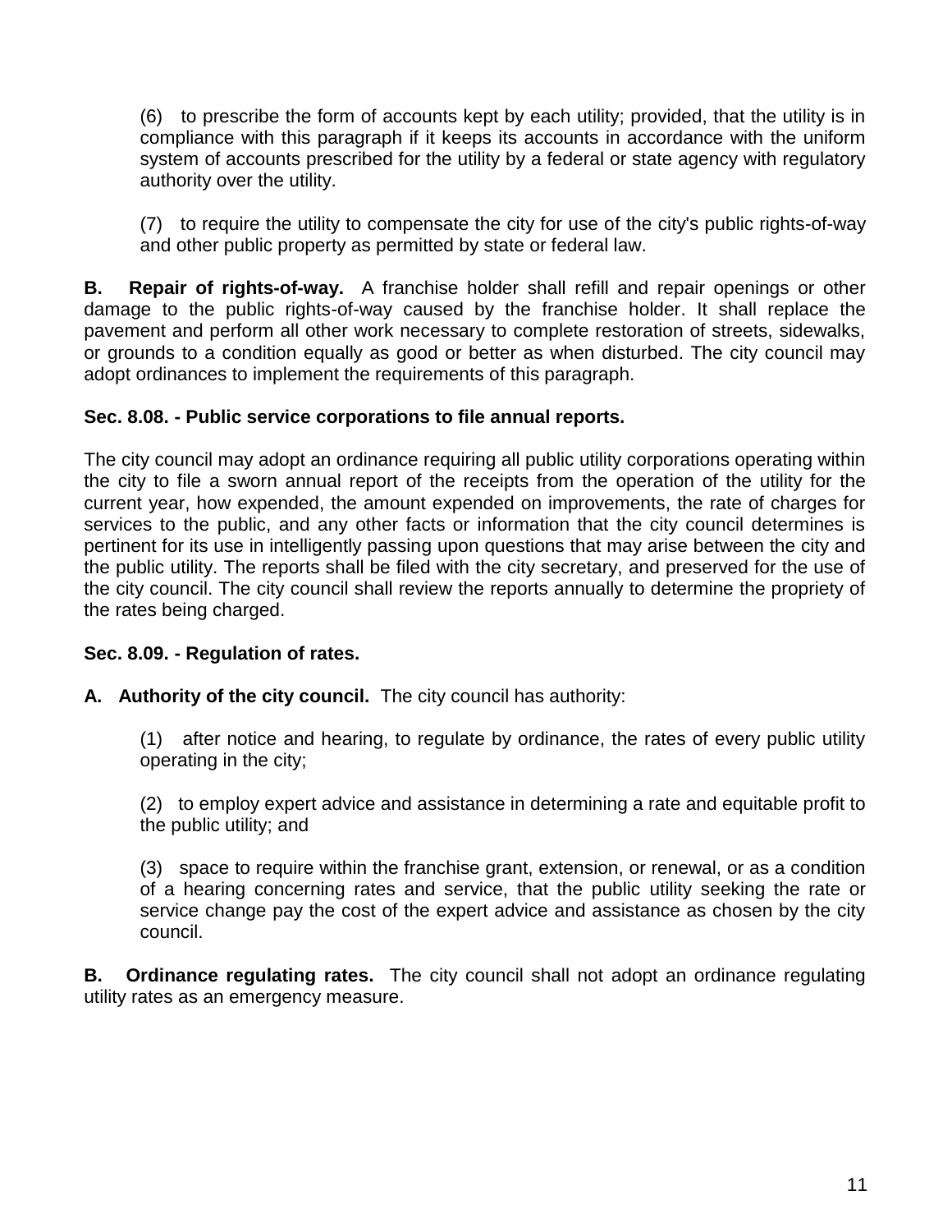(6) to prescribe the form of accounts kept by each utility; provided, that the utility is in compliance with this paragraph if it keeps its accounts in accordance with the uniform system of accounts prescribed for the utility by a federal or state agency with regulatory authority over the utility.

(7) to require the utility to compensate the city for use of the city's public rights-of-way and other public property as permitted by state or federal law.

**B. Repair of rights-of-way.** A franchise holder shall refill and repair openings or other damage to the public rights-of-way caused by the franchise holder. It shall replace the pavement and perform all other work necessary to complete restoration of streets, sidewalks, or grounds to a condition equally as good or better as when disturbed. The city council may adopt ordinances to implement the requirements of this paragraph.

**Sec. 8.08. - Public service corporations to file annual reports.**

The city council may adopt an ordinance requiring all public utility corporations operating within the city to file a sworn annual report of the receipts from the operation of the utility for the current year, how expended, the amount expended on improvements, the rate of charges for services to the public, and any other facts or information that the city council determines is pertinent for its use in intelligently passing upon questions that may arise between the city and the public utility. The reports shall be filed with the city secretary, and preserved for the use of the city council. The city council shall review the reports annually to determine the propriety of the rates being charged.

**Sec. 8.09. - Regulation of rates.**

**A. Authority of the city council.** The city council has authority:

(1) after notice and hearing, to regulate by ordinance, the rates of every public utility operating in the city;

(2) to employ expert advice and assistance in determining a rate and equitable profit to the public utility; and

(3) space to require within the franchise grant, extension, or renewal, or as a condition of a hearing concerning rates and service, that the public utility seeking the rate or service change pay the cost of the expert advice and assistance as chosen by the city council.

**B. Ordinance regulating rates.** The city council shall not adopt an ordinance regulating utility rates as an emergency measure.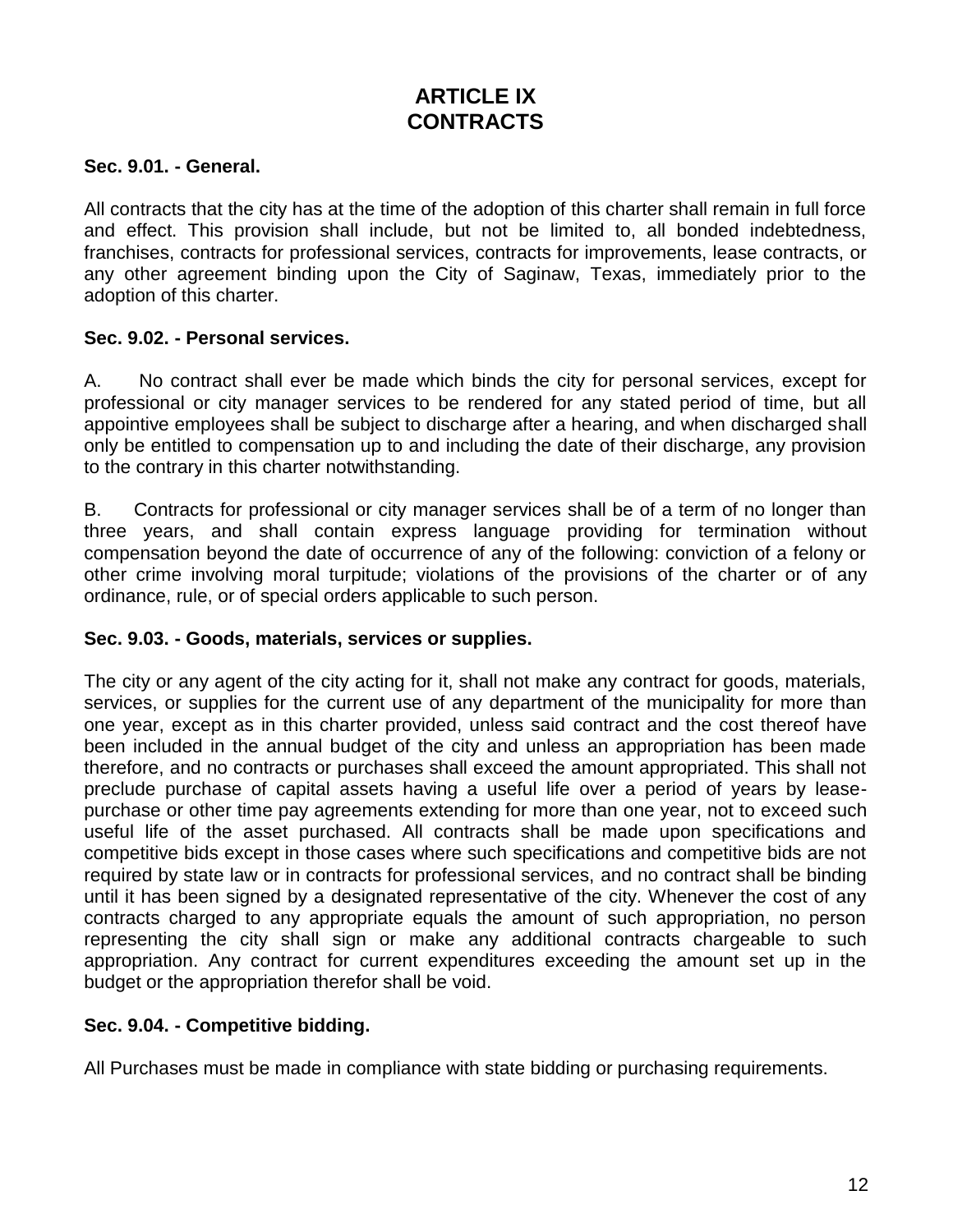# ARTICLE IX
# CONTRACTS

**Sec. 9.01. - General.**

All contracts that the city has at the time of the adoption of this charter shall remain in full force and effect. This provision shall include, but not be limited to, all bonded indebtedness, franchises, contracts for professional services, contracts for improvements, lease contracts, or any other agreement binding upon the City of Saginaw, Texas, immediately prior to the adoption of this charter.

**Sec. 9.02. - Personal services.**

A. No contract shall ever be made which binds the city for personal services, except for professional or city manager services to be rendered for any stated period of time, but all appointive employees shall be subject to discharge after a hearing, and when discharged shall only be entitled to compensation up to and including the date of their discharge, any provision to the contrary in this charter notwithstanding.

B. Contracts for professional or city manager services shall be of a term of no longer than three years, and shall contain express language providing for termination without compensation beyond the date of occurrence of any of the following: conviction of a felony or other crime involving moral turpitude; violations of the provisions of the charter or of any ordinance, rule, or of special orders applicable to such person.

**Sec. 9.03. - Goods, materials, services or supplies.**

The city or any agent of the city acting for it, shall not make any contract for goods, materials, services, or supplies for the current use of any department of the municipality for more than one year, except as in this charter provided, unless said contract and the cost thereof have been included in the annual budget of the city and unless an appropriation has been made therefore, and no contracts or purchases shall exceed the amount appropriated. This shall not preclude purchase of capital assets having a useful life over a period of years by lease-purchase or other time pay agreements extending for more than one year, not to exceed such useful life of the asset purchased. All contracts shall be made upon specifications and competitive bids except in those cases where such specifications and competitive bids are not required by state law or in contracts for professional services, and no contract shall be binding until it has been signed by a designated representative of the city. Whenever the cost of any contracts charged to any appropriate equals the amount of such appropriation, no person representing the city shall sign or make any additional contracts chargeable to such appropriation. Any contract for current expenditures exceeding the amount set up in the budget or the appropriation therefor shall be void.

**Sec. 9.04. - Competitive bidding.**

All Purchases must be made in compliance with state bidding or purchasing requirements.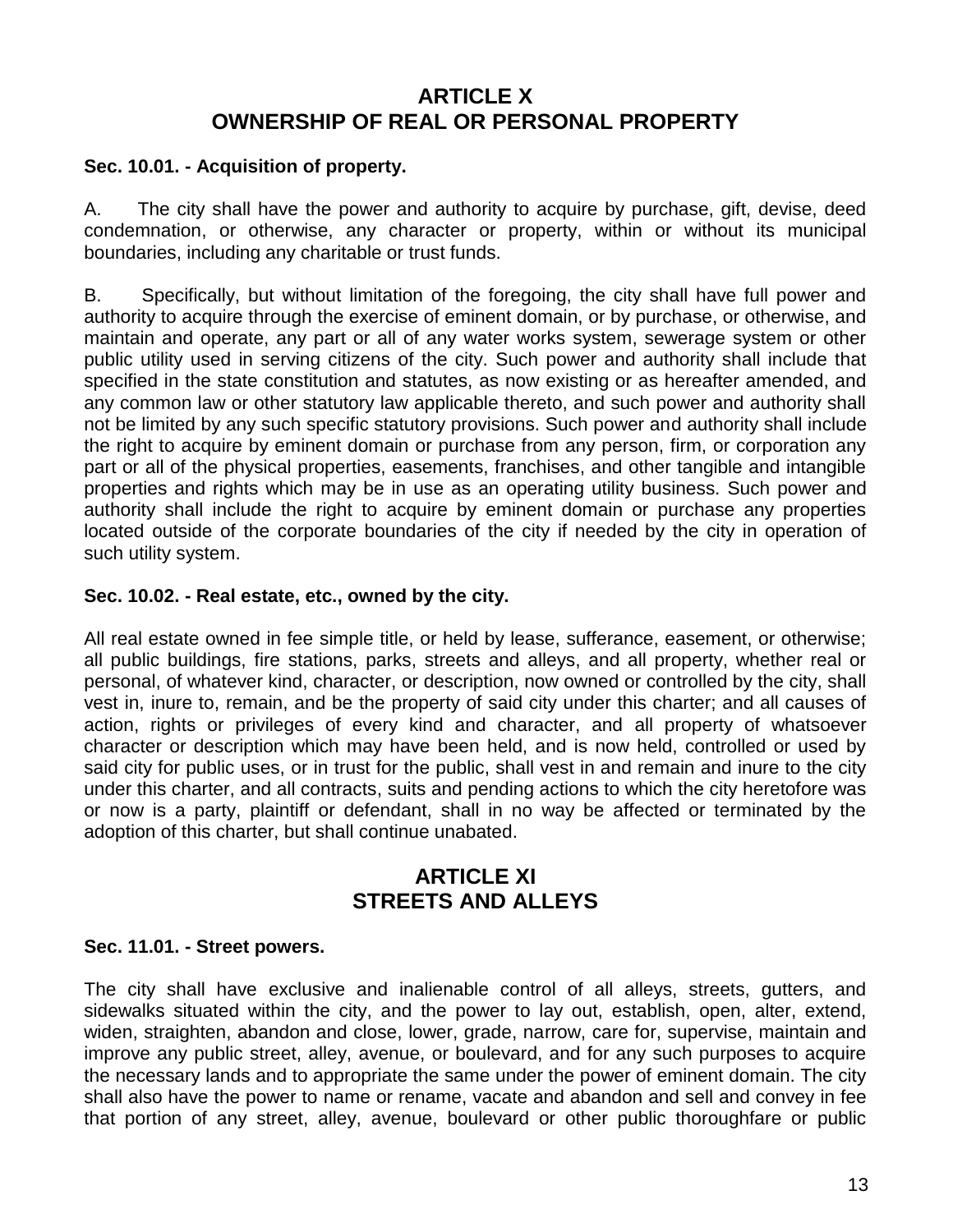## ARTICLE X
## OWNERSHIP OF REAL OR PERSONAL PROPERTY

**Sec. 10.01. - Acquisition of property.**

A. The city shall have the power and authority to acquire by purchase, gift, devise, deed condemnation, or otherwise, any character or property, within or without its municipal boundaries, including any charitable or trust funds.

B. Specifically, but without limitation of the foregoing, the city shall have full power and authority to acquire through the exercise of eminent domain, or by purchase, or otherwise, and maintain and operate, any part or all of any water works system, sewerage system or other public utility used in serving citizens of the city. Such power and authority shall include that specified in the state constitution and statutes, as now existing or as hereafter amended, and any common law or other statutory law applicable thereto, and such power and authority shall not be limited by any such specific statutory provisions. Such power and authority shall include the right to acquire by eminent domain or purchase from any person, firm, or corporation any part or all of the physical properties, easements, franchises, and other tangible and intangible properties and rights which may be in use as an operating utility business. Such power and authority shall include the right to acquire by eminent domain or purchase any properties located outside of the corporate boundaries of the city if needed by the city in operation of such utility system.

**Sec. 10.02. - Real estate, etc., owned by the city.**

All real estate owned in fee simple title, or held by lease, sufferance, easement, or otherwise; all public buildings, fire stations, parks, streets and alleys, and all property, whether real or personal, of whatever kind, character, or description, now owned or controlled by the city, shall vest in, inure to, remain, and be the property of said city under this charter; and all causes of action, rights or privileges of every kind and character, and all property of whatsoever character or description which may have been held, and is now held, controlled or used by said city for public uses, or in trust for the public, shall vest in and remain and inure to the city under this charter, and all contracts, suits and pending actions to which the city heretofore was or now is a party, plaintiff or defendant, shall in no way be affected or terminated by the adoption of this charter, but shall continue unabated.

## ARTICLE XI
## STREETS AND ALLEYS

**Sec. 11.01. - Street powers.**

The city shall have exclusive and inalienable control of all alleys, streets, gutters, and sidewalks situated within the city, and the power to lay out, establish, open, alter, extend, widen, straighten, abandon and close, lower, grade, narrow, care for, supervise, maintain and improve any public street, alley, avenue, or boulevard, and for any such purposes to acquire the necessary lands and to appropriate the same under the power of eminent domain. The city shall also have the power to name or rename, vacate and abandon and sell and convey in fee that portion of any street, alley, avenue, boulevard or other public thoroughfare or public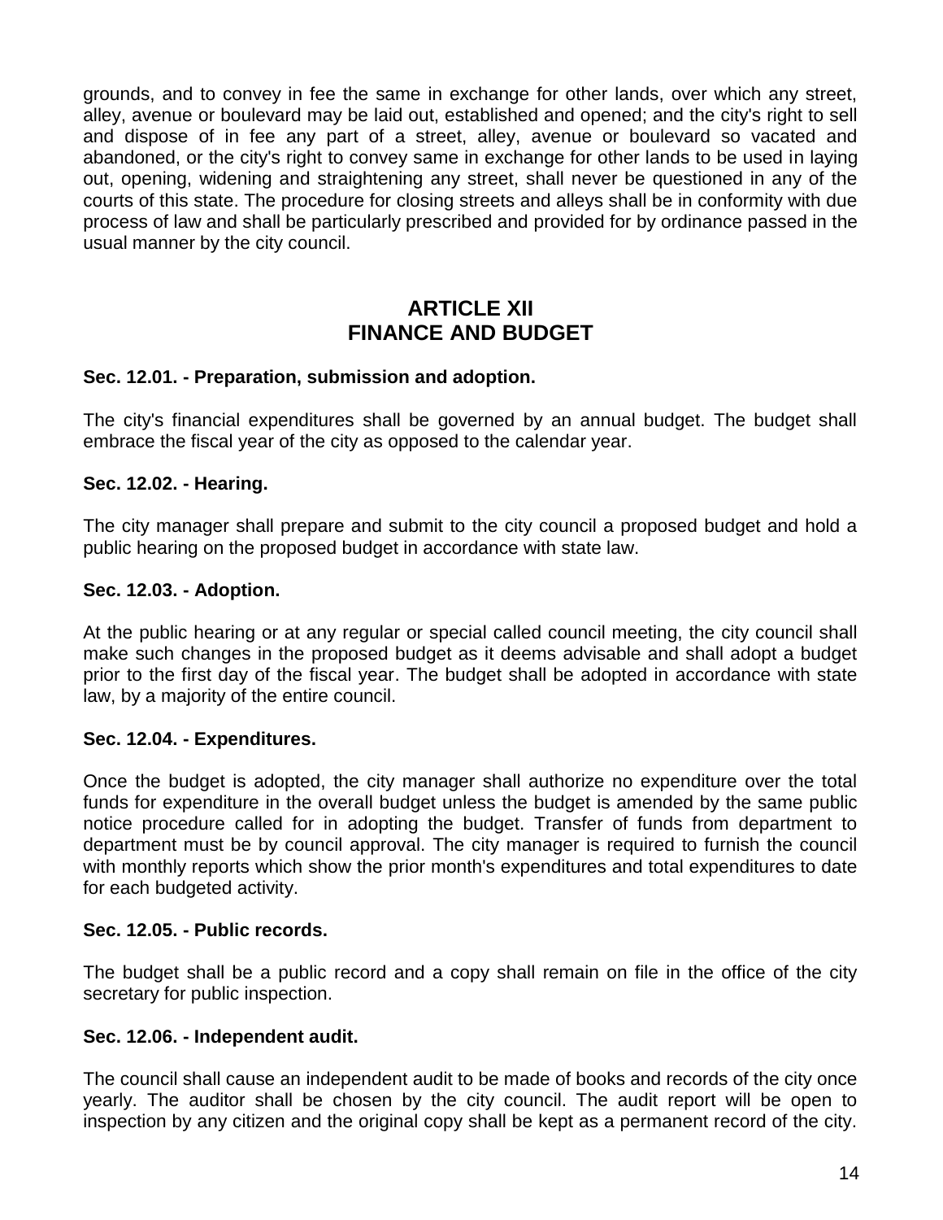grounds, and to convey in fee the same in exchange for other lands, over which any street, alley, avenue or boulevard may be laid out, established and opened; and the city's right to sell and dispose of in fee any part of a street, alley, avenue or boulevard so vacated and abandoned, or the city's right to convey same in exchange for other lands to be used in laying out, opening, widening and straightening any street, shall never be questioned in any of the courts of this state. The procedure for closing streets and alleys shall be in conformity with due process of law and shall be particularly prescribed and provided for by ordinance passed in the usual manner by the city council.

## ARTICLE XII
## FINANCE AND BUDGET

**Sec. 12.01. - Preparation, submission and adoption.**

The city's financial expenditures shall be governed by an annual budget. The budget shall embrace the fiscal year of the city as opposed to the calendar year.

**Sec. 12.02. - Hearing.**

The city manager shall prepare and submit to the city council a proposed budget and hold a public hearing on the proposed budget in accordance with state law.

**Sec. 12.03. - Adoption.**

At the public hearing or at any regular or special called council meeting, the city council shall make such changes in the proposed budget as it deems advisable and shall adopt a budget prior to the first day of the fiscal year. The budget shall be adopted in accordance with state law, by a majority of the entire council.

**Sec. 12.04. - Expenditures.**

Once the budget is adopted, the city manager shall authorize no expenditure over the total funds for expenditure in the overall budget unless the budget is amended by the same public notice procedure called for in adopting the budget. Transfer of funds from department to department must be by council approval. The city manager is required to furnish the council with monthly reports which show the prior month's expenditures and total expenditures to date for each budgeted activity.

**Sec. 12.05. - Public records.**

The budget shall be a public record and a copy shall remain on file in the office of the city secretary for public inspection.

**Sec. 12.06. - Independent audit.**

The council shall cause an independent audit to be made of books and records of the city once yearly. The auditor shall be chosen by the city council. The audit report will be open to inspection by any citizen and the original copy shall be kept as a permanent record of the city.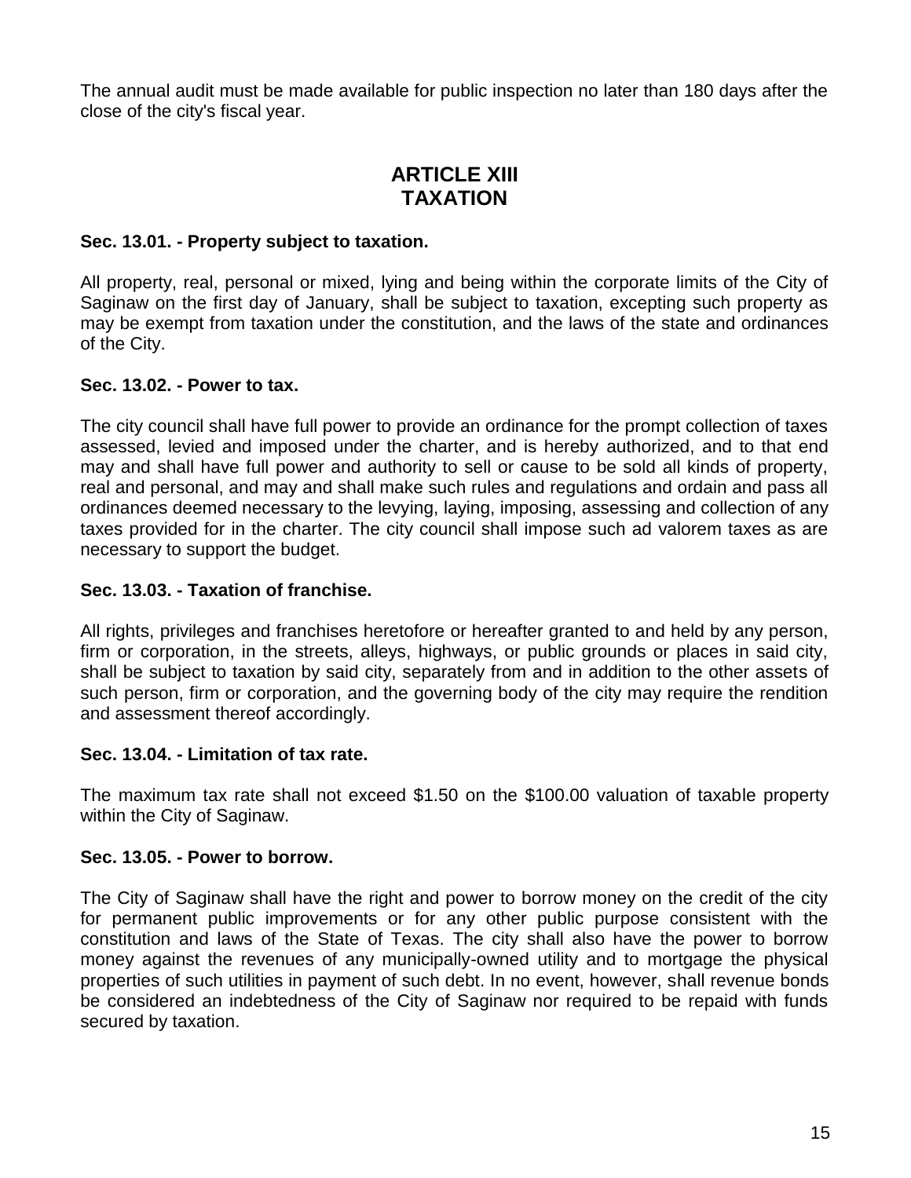The annual audit must be made available for public inspection no later than 180 days after the close of the city's fiscal year.

# ARTICLE XIII
# TAXATION

### Sec. 13.01. - Property subject to taxation.

All property, real, personal or mixed, lying and being within the corporate limits of the City of Saginaw on the first day of January, shall be subject to taxation, excepting such property as may be exempt from taxation under the constitution, and the laws of the state and ordinances of the City.

### Sec. 13.02. - Power to tax.

The city council shall have full power to provide an ordinance for the prompt collection of taxes assessed, levied and imposed under the charter, and is hereby authorized, and to that end may and shall have full power and authority to sell or cause to be sold all kinds of property, real and personal, and may and shall make such rules and regulations and ordain and pass all ordinances deemed necessary to the levying, laying, imposing, assessing and collection of any taxes provided for in the charter. The city council shall impose such ad valorem taxes as are necessary to support the budget.

### Sec. 13.03. - Taxation of franchise.

All rights, privileges and franchises heretofore or hereafter granted to and held by any person, firm or corporation, in the streets, alleys, highways, or public grounds or places in said city, shall be subject to taxation by said city, separately from and in addition to the other assets of such person, firm or corporation, and the governing body of the city may require the rendition and assessment thereof accordingly.

### Sec. 13.04. - Limitation of tax rate.

The maximum tax rate shall not exceed $1.50 on the $100.00 valuation of taxable property within the City of Saginaw.

### Sec. 13.05. - Power to borrow.

The City of Saginaw shall have the right and power to borrow money on the credit of the city for permanent public improvements or for any other public purpose consistent with the constitution and laws of the State of Texas. The city shall also have the power to borrow money against the revenues of any municipally-owned utility and to mortgage the physical properties of such utilities in payment of such debt. In no event, however, shall revenue bonds be considered an indebtedness of the City of Saginaw nor required to be repaid with funds secured by taxation.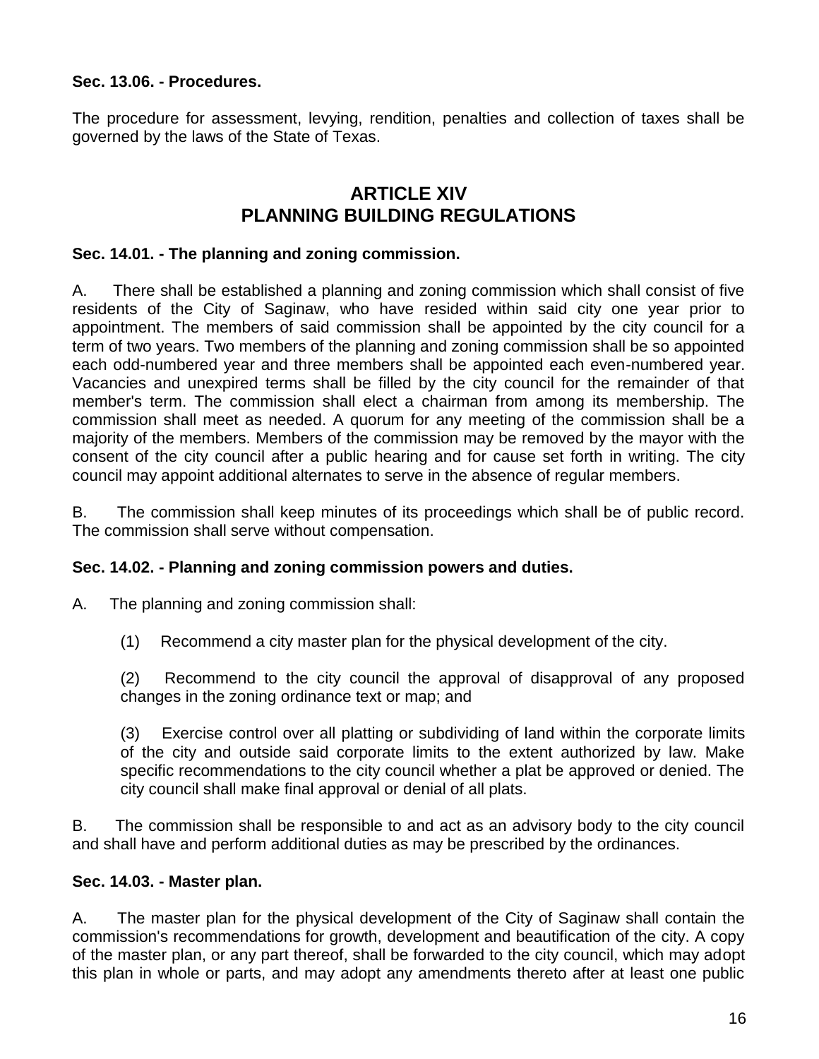**Sec. 13.06. - Procedures.**

The procedure for assessment, levying, rendition, penalties and collection of taxes shall be governed by the laws of the State of Texas.

## ARTICLE XIV
## PLANNING BUILDING REGULATIONS

**Sec. 14.01. - The planning and zoning commission.**

A. There shall be established a planning and zoning commission which shall consist of five residents of the City of Saginaw, who have resided within said city one year prior to appointment. The members of said commission shall be appointed by the city council for a term of two years. Two members of the planning and zoning commission shall be so appointed each odd-numbered year and three members shall be appointed each even-numbered year. Vacancies and unexpired terms shall be filled by the city council for the remainder of that member's term. The commission shall elect a chairman from among its membership. The commission shall meet as needed. A quorum for any meeting of the commission shall be a majority of the members. Members of the commission may be removed by the mayor with the consent of the city council after a public hearing and for cause set forth in writing. The city council may appoint additional alternates to serve in the absence of regular members.

B. The commission shall keep minutes of its proceedings which shall be of public record. The commission shall serve without compensation.

**Sec. 14.02. - Planning and zoning commission powers and duties.**

A. The planning and zoning commission shall:

(1) Recommend a city master plan for the physical development of the city.

(2) Recommend to the city council the approval of disapproval of any proposed changes in the zoning ordinance text or map; and

(3) Exercise control over all platting or subdividing of land within the corporate limits of the city and outside said corporate limits to the extent authorized by law. Make specific recommendations to the city council whether a plat be approved or denied. The city council shall make final approval or denial of all plats.

B. The commission shall be responsible to and act as an advisory body to the city council and shall have and perform additional duties as may be prescribed by the ordinances.

**Sec. 14.03. - Master plan.**

A. The master plan for the physical development of the City of Saginaw shall contain the commission's recommendations for growth, development and beautification of the city. A copy of the master plan, or any part thereof, shall be forwarded to the city council, which may adopt this plan in whole or parts, and may adopt any amendments thereto after at least one public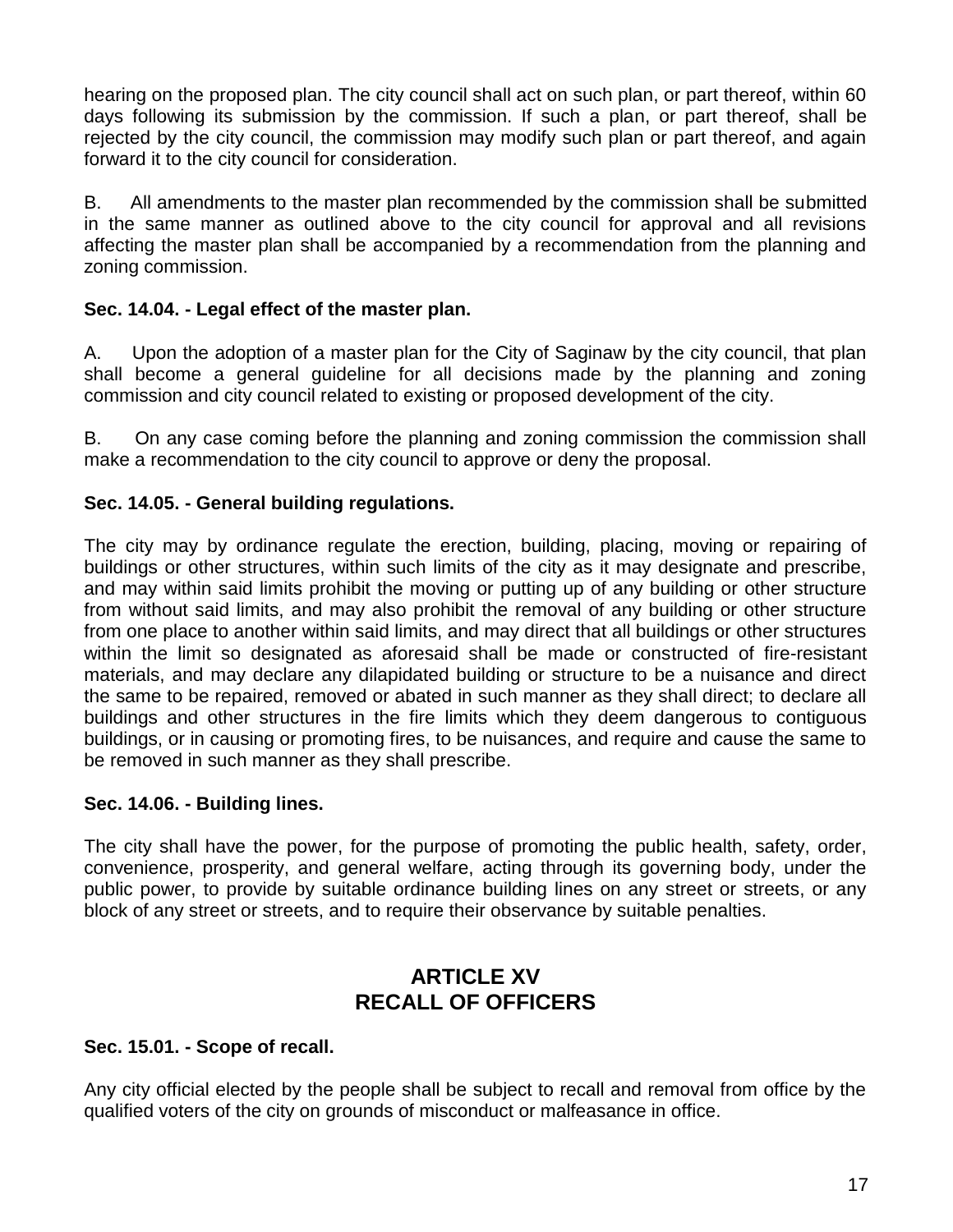hearing on the proposed plan. The city council shall act on such plan, or part thereof, within 60 days following its submission by the commission. If such a plan, or part thereof, shall be rejected by the city council, the commission may modify such plan or part thereof, and again forward it to the city council for consideration.

B. All amendments to the master plan recommended by the commission shall be submitted in the same manner as outlined above to the city council for approval and all revisions affecting the master plan shall be accompanied by a recommendation from the planning and zoning commission.

**Sec. 14.04. - Legal effect of the master plan.**

A. Upon the adoption of a master plan for the City of Saginaw by the city council, that plan shall become a general guideline for all decisions made by the planning and zoning commission and city council related to existing or proposed development of the city.

B. On any case coming before the planning and zoning commission the commission shall make a recommendation to the city council to approve or deny the proposal.

**Sec. 14.05. - General building regulations.**

The city may by ordinance regulate the erection, building, placing, moving or repairing of buildings or other structures, within such limits of the city as it may designate and prescribe, and may within said limits prohibit the moving or putting up of any building or other structure from without said limits, and may also prohibit the removal of any building or other structure from one place to another within said limits, and may direct that all buildings or other structures within the limit so designated as aforesaid shall be made or constructed of fire-resistant materials, and may declare any dilapidated building or structure to be a nuisance and direct the same to be repaired, removed or abated in such manner as they shall direct; to declare all buildings and other structures in the fire limits which they deem dangerous to contiguous buildings, or in causing or promoting fires, to be nuisances, and require and cause the same to be removed in such manner as they shall prescribe.

**Sec. 14.06. - Building lines.**

The city shall have the power, for the purpose of promoting the public health, safety, order, convenience, prosperity, and general welfare, acting through its governing body, under the public power, to provide by suitable ordinance building lines on any street or streets, or any block of any street or streets, and to require their observance by suitable penalties.

## ARTICLE XV
## RECALL OF OFFICERS

**Sec. 15.01. - Scope of recall.**

Any city official elected by the people shall be subject to recall and removal from office by the qualified voters of the city on grounds of misconduct or malfeasance in office.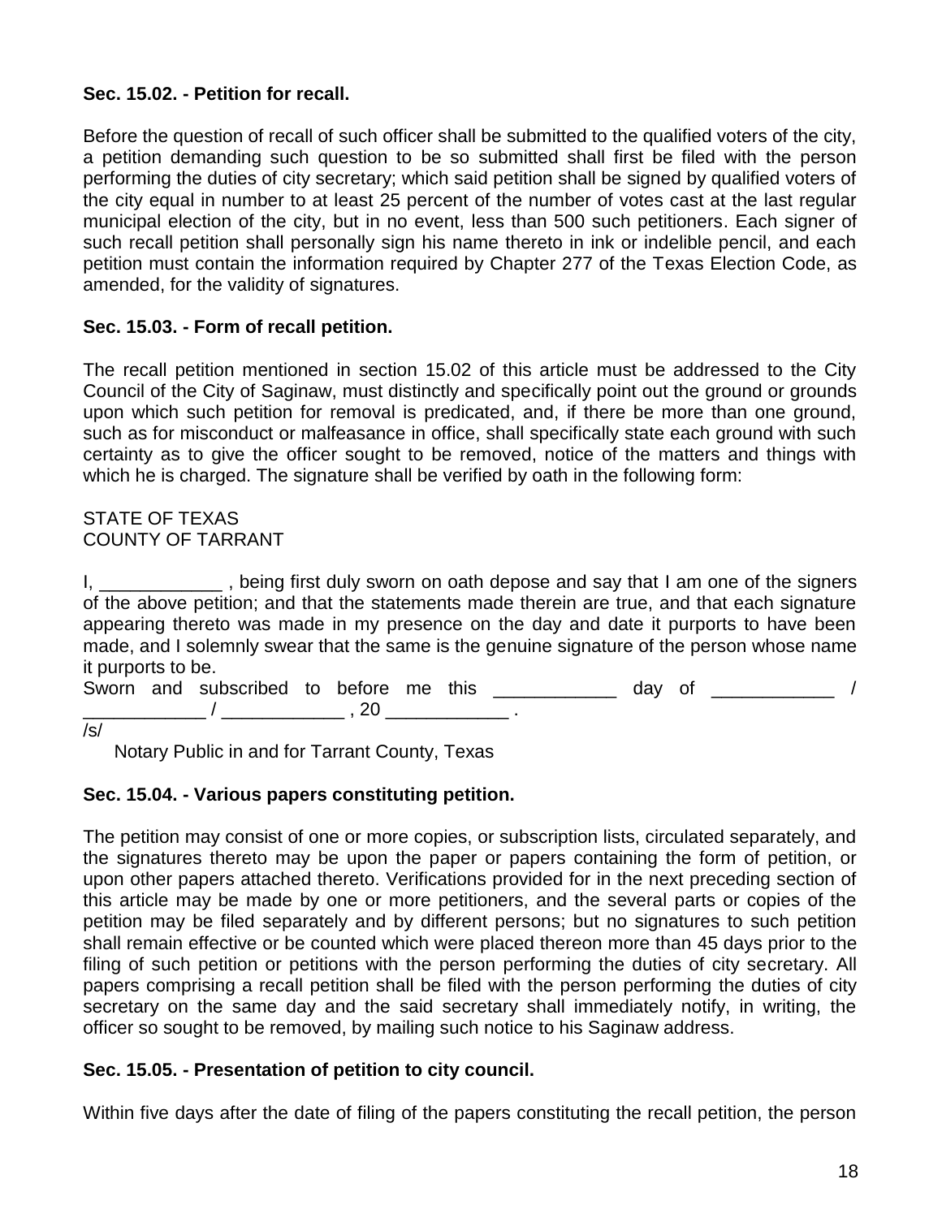**Sec. 15.02. - Petition for recall.**

Before the question of recall of such officer shall be submitted to the qualified voters of the city, a petition demanding such question to be so submitted shall first be filed with the person performing the duties of city secretary; which said petition shall be signed by qualified voters of the city equal in number to at least 25 percent of the number of votes cast at the last regular municipal election of the city, but in no event, less than 500 such petitioners. Each signer of such recall petition shall personally sign his name thereto in ink or indelible pencil, and each petition must contain the information required by Chapter 277 of the Texas Election Code, as amended, for the validity of signatures.

**Sec. 15.03. - Form of recall petition.**

The recall petition mentioned in section 15.02 of this article must be addressed to the City Council of the City of Saginaw, must distinctly and specifically point out the ground or grounds upon which such petition for removal is predicated, and, if there be more than one ground, such as for misconduct or malfeasance in office, shall specifically state each ground with such certainty as to give the officer sought to be removed, notice of the matters and things with which he is charged. The signature shall be verified by oath in the following form:

STATE OF TEXAS
COUNTY OF TARRANT

I, ____________ , being first duly sworn on oath depose and say that I am one of the signers of the above petition; and that the statements made therein are true, and that each signature appearing thereto was made in my presence on the day and date it purports to have been made, and I solemnly swear that the same is the genuine signature of the person whose name it purports to be.

Sworn and subscribed to before me this ____________ day of ____________ / ____________ / ____________ , 20 ____________ .

/s/

Notary Public in and for Tarrant County, Texas

**Sec. 15.04. - Various papers constituting petition.**

The petition may consist of one or more copies, or subscription lists, circulated separately, and the signatures thereto may be upon the paper or papers containing the form of petition, or upon other papers attached thereto. Verifications provided for in the next preceding section of this article may be made by one or more petitioners, and the several parts or copies of the petition may be filed separately and by different persons; but no signatures to such petition shall remain effective or be counted which were placed thereon more than 45 days prior to the filing of such petition or petitions with the person performing the duties of city secretary. All papers comprising a recall petition shall be filed with the person performing the duties of city secretary on the same day and the said secretary shall immediately notify, in writing, the officer so sought to be removed, by mailing such notice to his Saginaw address.

**Sec. 15.05. - Presentation of petition to city council.**

Within five days after the date of filing of the papers constituting the recall petition, the person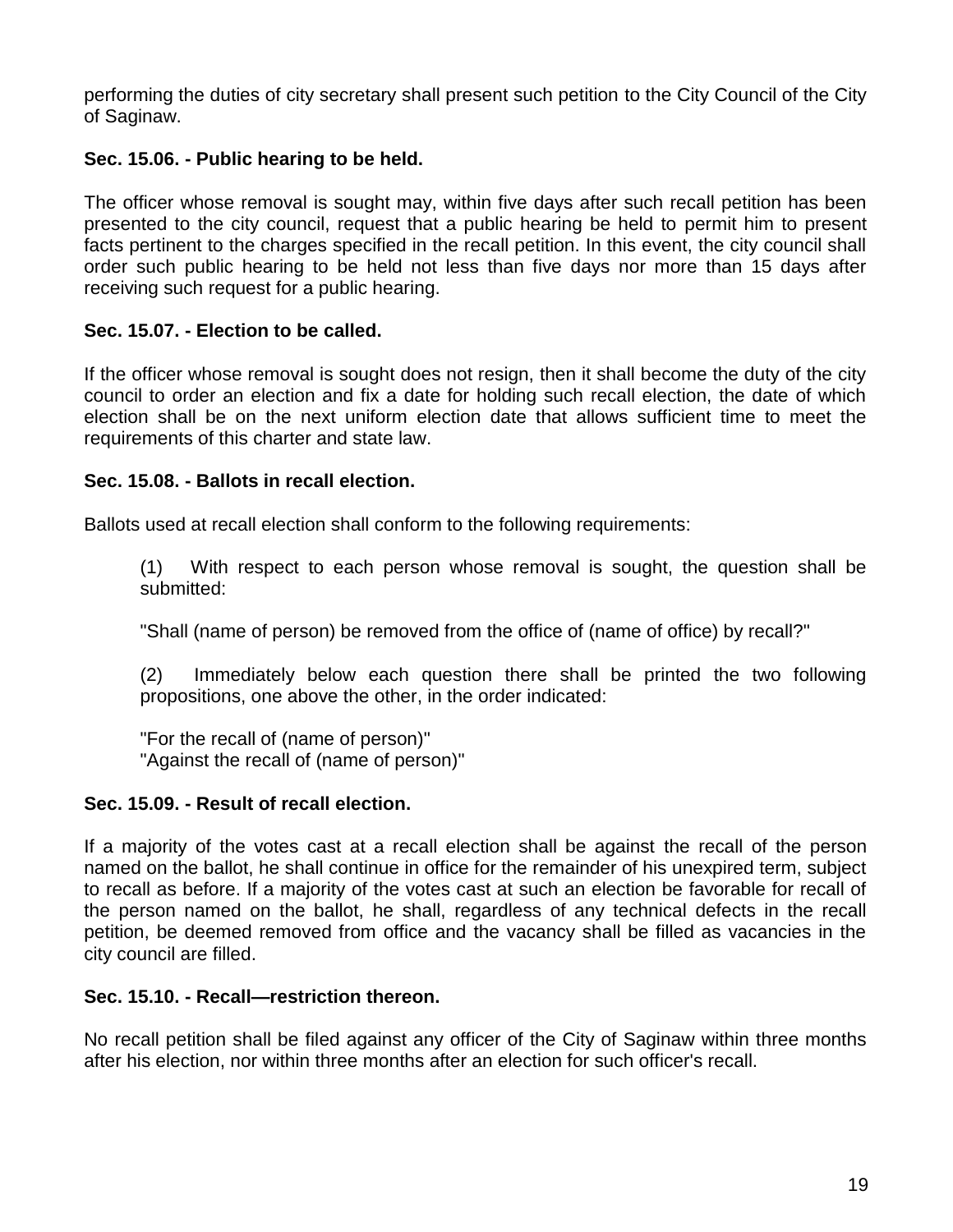performing the duties of city secretary shall present such petition to the City Council of the City of Saginaw.

**Sec. 15.06. - Public hearing to be held.**

The officer whose removal is sought may, within five days after such recall petition has been presented to the city council, request that a public hearing be held to permit him to present facts pertinent to the charges specified in the recall petition. In this event, the city council shall order such public hearing to be held not less than five days nor more than 15 days after receiving such request for a public hearing.

**Sec. 15.07. - Election to be called.**

If the officer whose removal is sought does not resign, then it shall become the duty of the city council to order an election and fix a date for holding such recall election, the date of which election shall be on the next uniform election date that allows sufficient time to meet the requirements of this charter and state law.

**Sec. 15.08. - Ballots in recall election.**

Ballots used at recall election shall conform to the following requirements:

(1) With respect to each person whose removal is sought, the question shall be submitted:

"Shall (name of person) be removed from the office of (name of office) by recall?"

(2) Immediately below each question there shall be printed the two following propositions, one above the other, in the order indicated:

"For the recall of (name of person)"
"Against the recall of (name of person)"

**Sec. 15.09. - Result of recall election.**

If a majority of the votes cast at a recall election shall be against the recall of the person named on the ballot, he shall continue in office for the remainder of his unexpired term, subject to recall as before. If a majority of the votes cast at such an election be favorable for recall of the person named on the ballot, he shall, regardless of any technical defects in the recall petition, be deemed removed from office and the vacancy shall be filled as vacancies in the city council are filled.

**Sec. 15.10. - Recall—restriction thereon.**

No recall petition shall be filed against any officer of the City of Saginaw within three months after his election, nor within three months after an election for such officer's recall.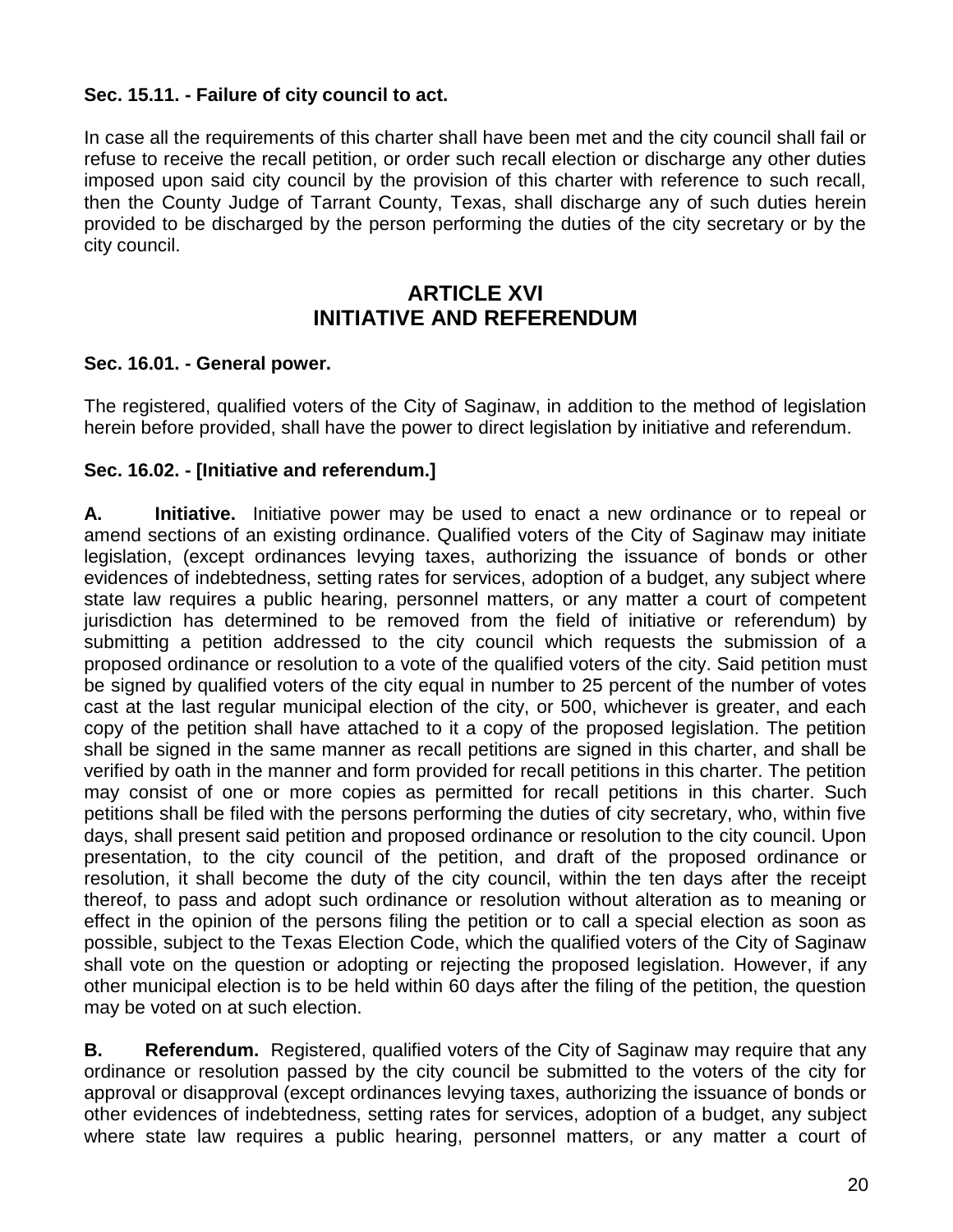**Sec. 15.11. - Failure of city council to act.**

In case all the requirements of this charter shall have been met and the city council shall fail or refuse to receive the recall petition, or order such recall election or discharge any other duties imposed upon said city council by the provision of this charter with reference to such recall, then the County Judge of Tarrant County, Texas, shall discharge any of such duties herein provided to be discharged by the person performing the duties of the city secretary or by the city council.

## ARTICLE XVI
## INITIATIVE AND REFERENDUM

**Sec. 16.01. - General power.**

The registered, qualified voters of the City of Saginaw, in addition to the method of legislation herein before provided, shall have the power to direct legislation by initiative and referendum.

**Sec. 16.02. - [Initiative and referendum.]**

**A. Initiative.** Initiative power may be used to enact a new ordinance or to repeal or amend sections of an existing ordinance. Qualified voters of the City of Saginaw may initiate legislation, (except ordinances levying taxes, authorizing the issuance of bonds or other evidences of indebtedness, setting rates for services, adoption of a budget, any subject where state law requires a public hearing, personnel matters, or any matter a court of competent jurisdiction has determined to be removed from the field of initiative or referendum) by submitting a petition addressed to the city council which requests the submission of a proposed ordinance or resolution to a vote of the qualified voters of the city. Said petition must be signed by qualified voters of the city equal in number to 25 percent of the number of votes cast at the last regular municipal election of the city, or 500, whichever is greater, and each copy of the petition shall have attached to it a copy of the proposed legislation. The petition shall be signed in the same manner as recall petitions are signed in this charter, and shall be verified by oath in the manner and form provided for recall petitions in this charter. The petition may consist of one or more copies as permitted for recall petitions in this charter. Such petitions shall be filed with the persons performing the duties of city secretary, who, within five days, shall present said petition and proposed ordinance or resolution to the city council. Upon presentation, to the city council of the petition, and draft of the proposed ordinance or resolution, it shall become the duty of the city council, within the ten days after the receipt thereof, to pass and adopt such ordinance or resolution without alteration as to meaning or effect in the opinion of the persons filing the petition or to call a special election as soon as possible, subject to the Texas Election Code, which the qualified voters of the City of Saginaw shall vote on the question or adopting or rejecting the proposed legislation. However, if any other municipal election is to be held within 60 days after the filing of the petition, the question may be voted on at such election.

**B. Referendum.** Registered, qualified voters of the City of Saginaw may require that any ordinance or resolution passed by the city council be submitted to the voters of the city for approval or disapproval (except ordinances levying taxes, authorizing the issuance of bonds or other evidences of indebtedness, setting rates for services, adoption of a budget, any subject where state law requires a public hearing, personnel matters, or any matter a court of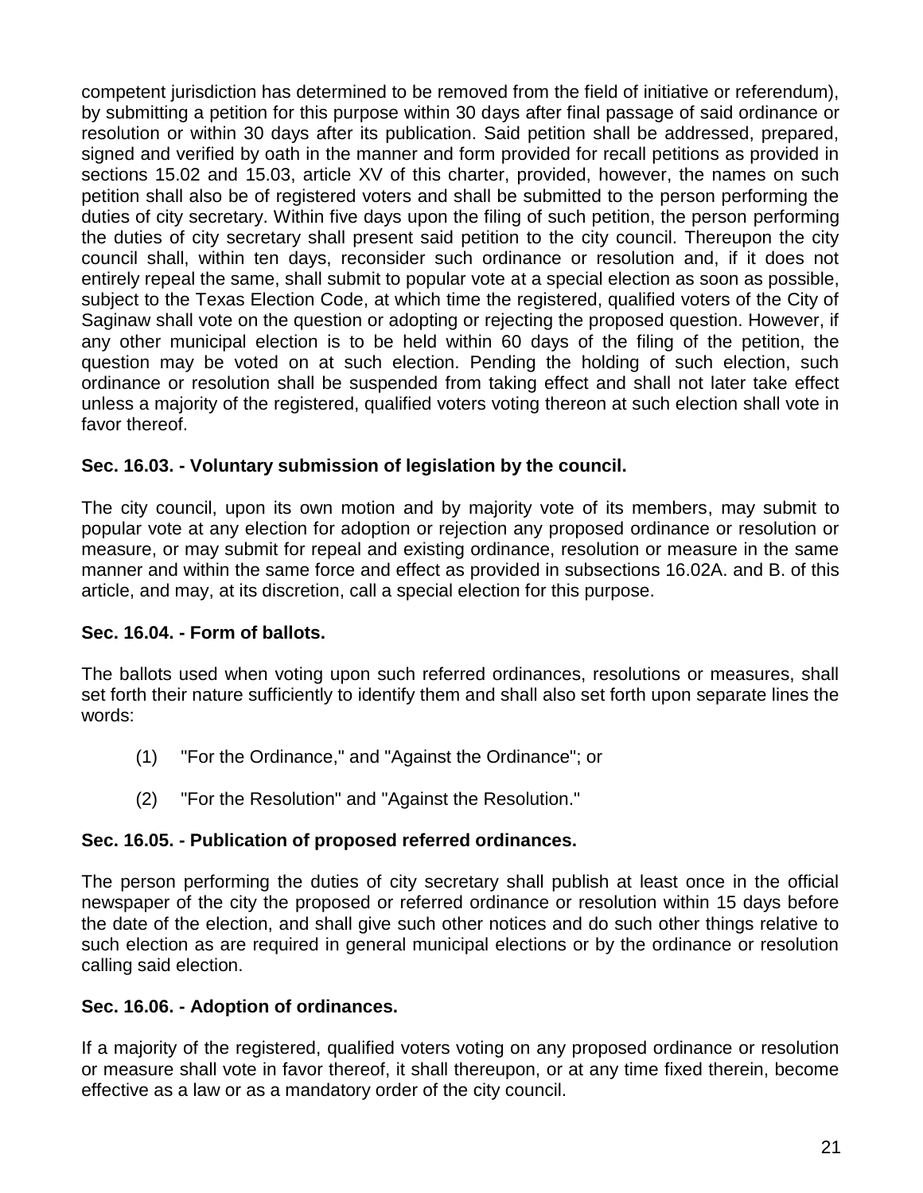competent jurisdiction has determined to be removed from the field of initiative or referendum), by submitting a petition for this purpose within 30 days after final passage of said ordinance or resolution or within 30 days after its publication. Said petition shall be addressed, prepared, signed and verified by oath in the manner and form provided for recall petitions as provided in sections 15.02 and 15.03, article XV of this charter, provided, however, the names on such petition shall also be of registered voters and shall be submitted to the person performing the duties of city secretary. Within five days upon the filing of such petition, the person performing the duties of city secretary shall present said petition to the city council. Thereupon the city council shall, within ten days, reconsider such ordinance or resolution and, if it does not entirely repeal the same, shall submit to popular vote at a special election as soon as possible, subject to the Texas Election Code, at which time the registered, qualified voters of the City of Saginaw shall vote on the question or adopting or rejecting the proposed question. However, if any other municipal election is to be held within 60 days of the filing of the petition, the question may be voted on at such election. Pending the holding of such election, such ordinance or resolution shall be suspended from taking effect and shall not later take effect unless a majority of the registered, qualified voters voting thereon at such election shall vote in favor thereof.

### Sec. 16.03. - Voluntary submission of legislation by the council.

The city council, upon its own motion and by majority vote of its members, may submit to popular vote at any election for adoption or rejection any proposed ordinance or resolution or measure, or may submit for repeal and existing ordinance, resolution or measure in the same manner and within the same force and effect as provided in subsections 16.02A. and B. of this article, and may, at its discretion, call a special election for this purpose.

### Sec. 16.04. - Form of ballots.

The ballots used when voting upon such referred ordinances, resolutions or measures, shall set forth their nature sufficiently to identify them and shall also set forth upon separate lines the words:

(1) "For the Ordinance," and "Against the Ordinance"; or

(2) "For the Resolution" and "Against the Resolution."

### Sec. 16.05. - Publication of proposed referred ordinances.

The person performing the duties of city secretary shall publish at least once in the official newspaper of the city the proposed or referred ordinance or resolution within 15 days before the date of the election, and shall give such other notices and do such other things relative to such election as are required in general municipal elections or by the ordinance or resolution calling said election.

### Sec. 16.06. - Adoption of ordinances.

If a majority of the registered, qualified voters voting on any proposed ordinance or resolution or measure shall vote in favor thereof, it shall thereupon, or at any time fixed therein, become effective as a law or as a mandatory order of the city council.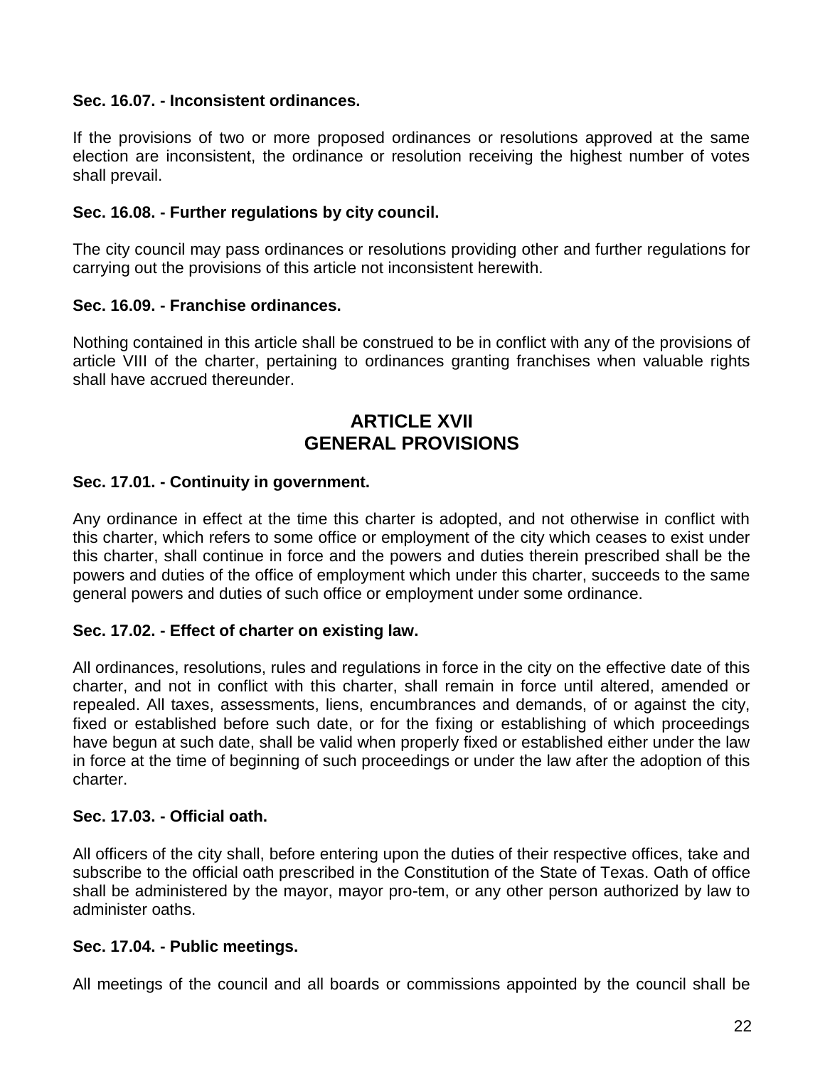**Sec. 16.07. - Inconsistent ordinances.**

If the provisions of two or more proposed ordinances or resolutions approved at the same election are inconsistent, the ordinance or resolution receiving the highest number of votes shall prevail.

**Sec. 16.08. - Further regulations by city council.**

The city council may pass ordinances or resolutions providing other and further regulations for carrying out the provisions of this article not inconsistent herewith.

**Sec. 16.09. - Franchise ordinances.**

Nothing contained in this article shall be construed to be in conflict with any of the provisions of article VIII of the charter, pertaining to ordinances granting franchises when valuable rights shall have accrued thereunder.

## ARTICLE XVII
## GENERAL PROVISIONS

**Sec. 17.01. - Continuity in government.**

Any ordinance in effect at the time this charter is adopted, and not otherwise in conflict with this charter, which refers to some office or employment of the city which ceases to exist under this charter, shall continue in force and the powers and duties therein prescribed shall be the powers and duties of the office of employment which under this charter, succeeds to the same general powers and duties of such office or employment under some ordinance.

**Sec. 17.02. - Effect of charter on existing law.**

All ordinances, resolutions, rules and regulations in force in the city on the effective date of this charter, and not in conflict with this charter, shall remain in force until altered, amended or repealed. All taxes, assessments, liens, encumbrances and demands, of or against the city, fixed or established before such date, or for the fixing or establishing of which proceedings have begun at such date, shall be valid when properly fixed or established either under the law in force at the time of beginning of such proceedings or under the law after the adoption of this charter.

**Sec. 17.03. - Official oath.**

All officers of the city shall, before entering upon the duties of their respective offices, take and subscribe to the official oath prescribed in the Constitution of the State of Texas. Oath of office shall be administered by the mayor, mayor pro-tem, or any other person authorized by law to administer oaths.

**Sec. 17.04. - Public meetings.**

All meetings of the council and all boards or commissions appointed by the council shall be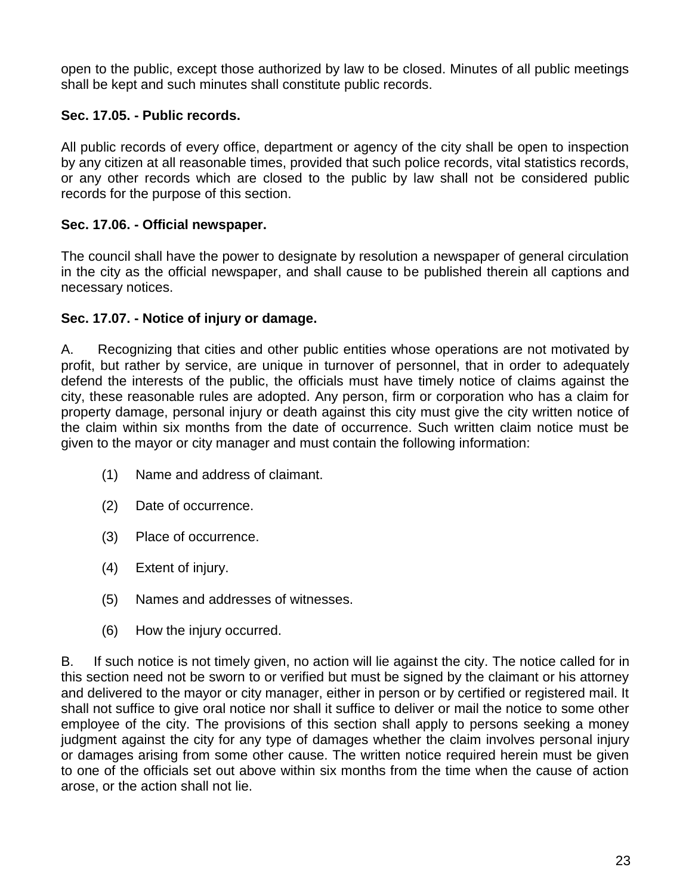open to the public, except those authorized by law to be closed. Minutes of all public meetings shall be kept and such minutes shall constitute public records.

**Sec. 17.05. - Public records.**

All public records of every office, department or agency of the city shall be open to inspection by any citizen at all reasonable times, provided that such police records, vital statistics records, or any other records which are closed to the public by law shall not be considered public records for the purpose of this section.

**Sec. 17.06. - Official newspaper.**

The council shall have the power to designate by resolution a newspaper of general circulation in the city as the official newspaper, and shall cause to be published therein all captions and necessary notices.

**Sec. 17.07. - Notice of injury or damage.**

A. Recognizing that cities and other public entities whose operations are not motivated by profit, but rather by service, are unique in turnover of personnel, that in order to adequately defend the interests of the public, the officials must have timely notice of claims against the city, these reasonable rules are adopted. Any person, firm or corporation who has a claim for property damage, personal injury or death against this city must give the city written notice of the claim within six months from the date of occurrence. Such written claim notice must be given to the mayor or city manager and must contain the following information:

(1) Name and address of claimant.

(2) Date of occurrence.

(3) Place of occurrence.

(4) Extent of injury.

(5) Names and addresses of witnesses.

(6) How the injury occurred.

B. If such notice is not timely given, no action will lie against the city. The notice called for in this section need not be sworn to or verified but must be signed by the claimant or his attorney and delivered to the mayor or city manager, either in person or by certified or registered mail. It shall not suffice to give oral notice nor shall it suffice to deliver or mail the notice to some other employee of the city. The provisions of this section shall apply to persons seeking a money judgment against the city for any type of damages whether the claim involves personal injury or damages arising from some other cause. The written notice required herein must be given to one of the officials set out above within six months from the time when the cause of action arose, or the action shall not lie.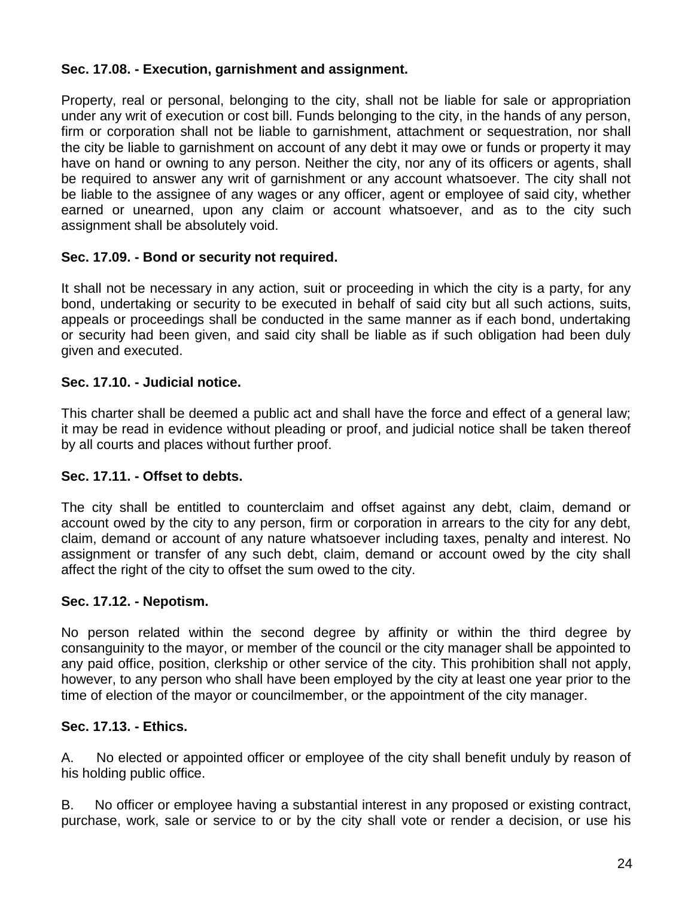**Sec. 17.08. - Execution, garnishment and assignment.**

Property, real or personal, belonging to the city, shall not be liable for sale or appropriation under any writ of execution or cost bill. Funds belonging to the city, in the hands of any person, firm or corporation shall not be liable to garnishment, attachment or sequestration, nor shall the city be liable to garnishment on account of any debt it may owe or funds or property it may have on hand or owning to any person. Neither the city, nor any of its officers or agents, shall be required to answer any writ of garnishment or any account whatsoever. The city shall not be liable to the assignee of any wages or any officer, agent or employee of said city, whether earned or unearned, upon any claim or account whatsoever, and as to the city such assignment shall be absolutely void.

**Sec. 17.09. - Bond or security not required.**

It shall not be necessary in any action, suit or proceeding in which the city is a party, for any bond, undertaking or security to be executed in behalf of said city but all such actions, suits, appeals or proceedings shall be conducted in the same manner as if each bond, undertaking or security had been given, and said city shall be liable as if such obligation had been duly given and executed.

**Sec. 17.10. - Judicial notice.**

This charter shall be deemed a public act and shall have the force and effect of a general law; it may be read in evidence without pleading or proof, and judicial notice shall be taken thereof by all courts and places without further proof.

**Sec. 17.11. - Offset to debts.**

The city shall be entitled to counterclaim and offset against any debt, claim, demand or account owed by the city to any person, firm or corporation in arrears to the city for any debt, claim, demand or account of any nature whatsoever including taxes, penalty and interest. No assignment or transfer of any such debt, claim, demand or account owed by the city shall affect the right of the city to offset the sum owed to the city.

**Sec. 17.12. - Nepotism.**

No person related within the second degree by affinity or within the third degree by consanguinity to the mayor, or member of the council or the city manager shall be appointed to any paid office, position, clerkship or other service of the city. This prohibition shall not apply, however, to any person who shall have been employed by the city at least one year prior to the time of election of the mayor or councilmember, or the appointment of the city manager.

**Sec. 17.13. - Ethics.**

A. No elected or appointed officer or employee of the city shall benefit unduly by reason of his holding public office.

B. No officer or employee having a substantial interest in any proposed or existing contract, purchase, work, sale or service to or by the city shall vote or render a decision, or use his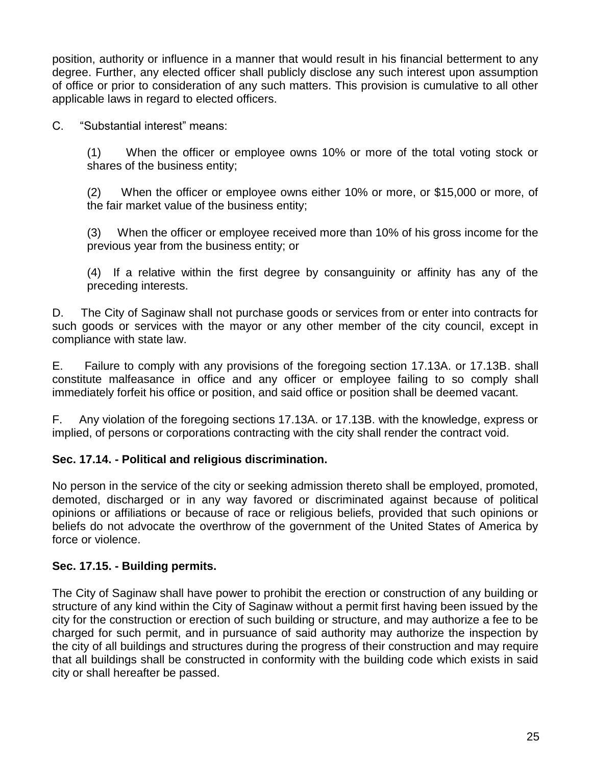position, authority or influence in a manner that would result in his financial betterment to any degree. Further, any elected officer shall publicly disclose any such interest upon assumption of office or prior to consideration of any such matters. This provision is cumulative to all other applicable laws in regard to elected officers.

C. "Substantial interest" means:

> (1) When the officer or employee owns 10% or more of the total voting stock or shares of the business entity;
>
> (2) When the officer or employee owns either 10% or more, or \$15,000 or more, of the fair market value of the business entity;
>
> (3) When the officer or employee received more than 10% of his gross income for the previous year from the business entity; or
>
> (4) If a relative within the first degree by consanguinity or affinity has any of the preceding interests.

D. The City of Saginaw shall not purchase goods or services from or enter into contracts for such goods or services with the mayor or any other member of the city council, except in compliance with state law.

E. Failure to comply with any provisions of the foregoing section 17.13A. or 17.13B. shall constitute malfeasance in office and any officer or employee failing to so comply shall immediately forfeit his office or position, and said office or position shall be deemed vacant.

F. Any violation of the foregoing sections 17.13A. or 17.13B. with the knowledge, express or implied, of persons or corporations contracting with the city shall render the contract void.

### Sec. 17.14. - Political and religious discrimination.

No person in the service of the city or seeking admission thereto shall be employed, promoted, demoted, discharged or in any way favored or discriminated against because of political opinions or affiliations or because of race or religious beliefs, provided that such opinions or beliefs do not advocate the overthrow of the government of the United States of America by force or violence.

### Sec. 17.15. - Building permits.

The City of Saginaw shall have power to prohibit the erection or construction of any building or structure of any kind within the City of Saginaw without a permit first having been issued by the city for the construction or erection of such building or structure, and may authorize a fee to be charged for such permit, and in pursuance of said authority may authorize the inspection by the city of all buildings and structures during the progress of their construction and may require that all buildings shall be constructed in conformity with the building code which exists in said city or shall hereafter be passed.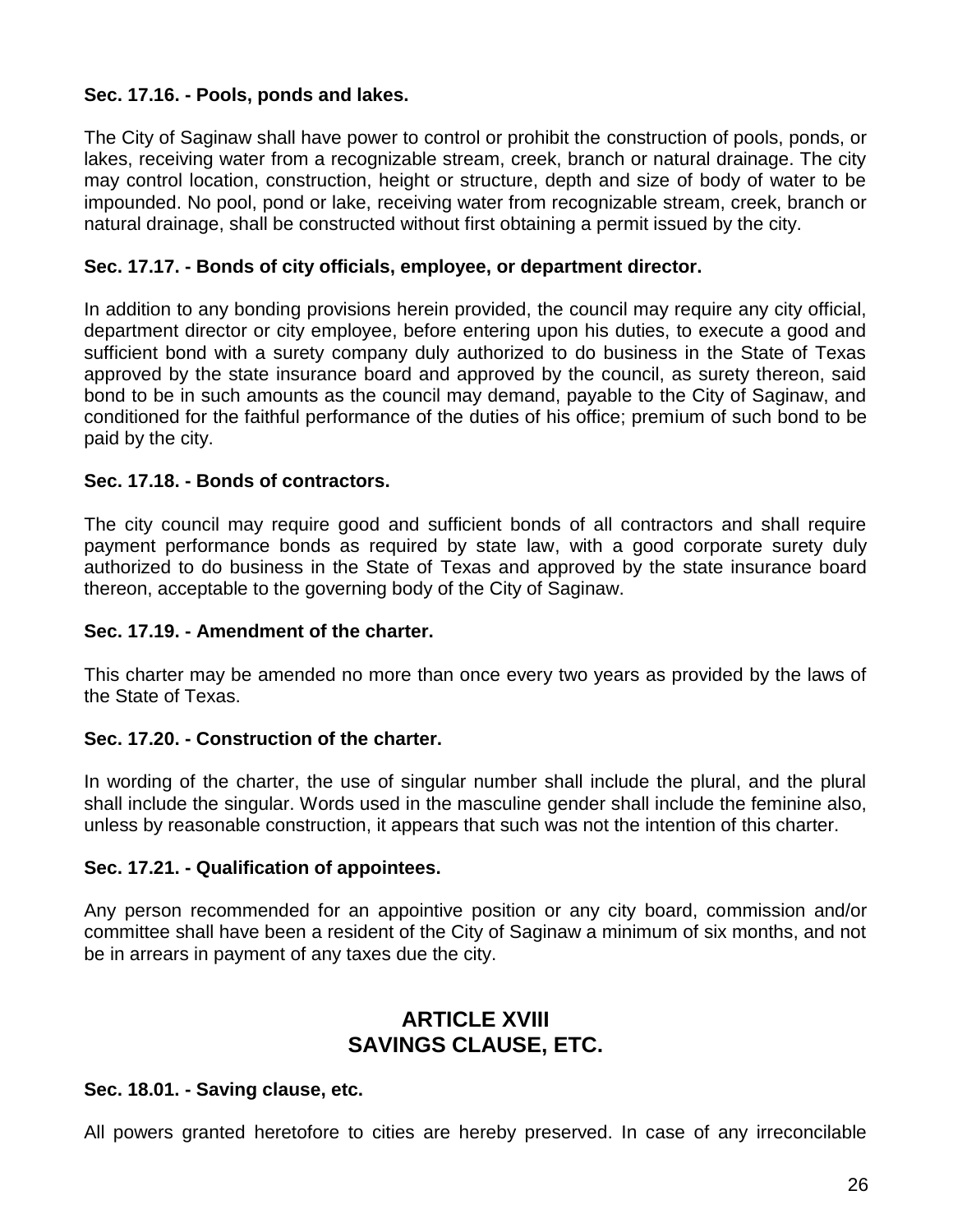**Sec. 17.16. - Pools, ponds and lakes.**

The City of Saginaw shall have power to control or prohibit the construction of pools, ponds, or lakes, receiving water from a recognizable stream, creek, branch or natural drainage. The city may control location, construction, height or structure, depth and size of body of water to be impounded. No pool, pond or lake, receiving water from recognizable stream, creek, branch or natural drainage, shall be constructed without first obtaining a permit issued by the city.

**Sec. 17.17. - Bonds of city officials, employee, or department director.**

In addition to any bonding provisions herein provided, the council may require any city official, department director or city employee, before entering upon his duties, to execute a good and sufficient bond with a surety company duly authorized to do business in the State of Texas approved by the state insurance board and approved by the council, as surety thereon, said bond to be in such amounts as the council may demand, payable to the City of Saginaw, and conditioned for the faithful performance of the duties of his office; premium of such bond to be paid by the city.

**Sec. 17.18. - Bonds of contractors.**

The city council may require good and sufficient bonds of all contractors and shall require payment performance bonds as required by state law, with a good corporate surety duly authorized to do business in the State of Texas and approved by the state insurance board thereon, acceptable to the governing body of the City of Saginaw.

**Sec. 17.19. - Amendment of the charter.**

This charter may be amended no more than once every two years as provided by the laws of the State of Texas.

**Sec. 17.20. - Construction of the charter.**

In wording of the charter, the use of singular number shall include the plural, and the plural shall include the singular. Words used in the masculine gender shall include the feminine also, unless by reasonable construction, it appears that such was not the intention of this charter.

**Sec. 17.21. - Qualification of appointees.**

Any person recommended for an appointive position or any city board, commission and/or committee shall have been a resident of the City of Saginaw a minimum of six months, and not be in arrears in payment of any taxes due the city.

## ARTICLE XVIII
## SAVINGS CLAUSE, ETC.

**Sec. 18.01. - Saving clause, etc.**

All powers granted heretofore to cities are hereby preserved. In case of any irreconcilable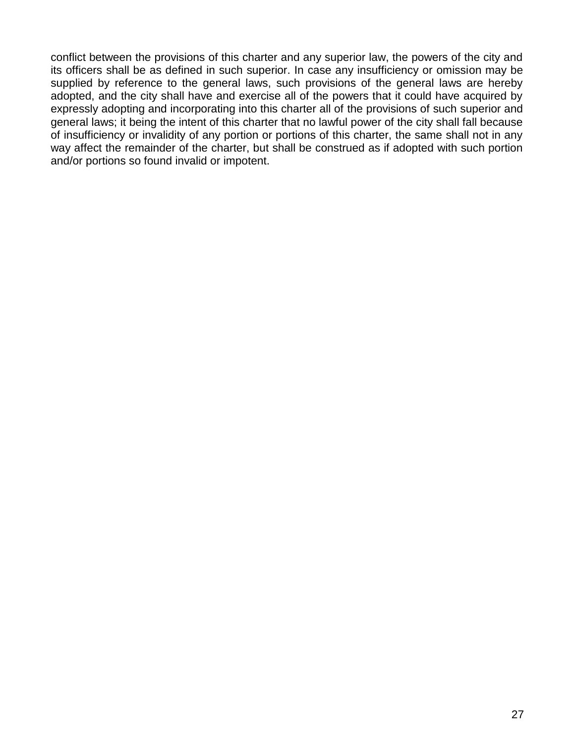conflict between the provisions of this charter and any superior law, the powers of the city and its officers shall be as defined in such superior. In case any insufficiency or omission may be supplied by reference to the general laws, such provisions of the general laws are hereby adopted, and the city shall have and exercise all of the powers that it could have acquired by expressly adopting and incorporating into this charter all of the provisions of such superior and general laws; it being the intent of this charter that no lawful power of the city shall fall because of insufficiency or invalidity of any portion or portions of this charter, the same shall not in any way affect the remainder of the charter, but shall be construed as if adopted with such portion and/or portions so found invalid or impotent.